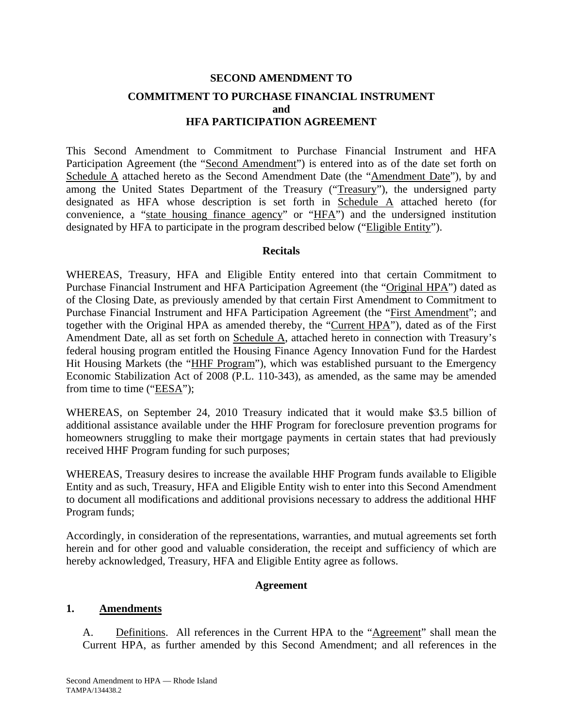# SECOND AMENDMENT TO

# COMMITMENT TO PURCHASE FINANCIAL INSTRUMENT and HFA PARTICIPATION AGREEMENT

This Second Amendment to Commitment to Purchase Financial Instrument and HFA Participation Agreement (the "Second Amendment") is entered into as of the date set forth on Schedule A attached hereto as the Second Amendment Date (the "Amendment Date"), by and among the United States Department of the Treasury ("Treasury"), the undersigned party designated as HFA whose description is set forth in Schedule A attached hereto (for convenience, a "state housing finance agency" or "HFA") and the undersigned institution designated by HFA to participate in the program described below ("Eligible Entity").

## Recitals

WHEREAS, Treasury, HFA and Eligible Entity entered into that certain Commitment to Purchase Financial Instrument and HFA Participation Agreement (the "Original HPA") dated as of the Closing Date, as previously amended by that certain First Amendment to Commitment to Purchase Financial Instrument and HFA Participation Agreement (the "First Amendment"; and together with the Original HPA as amended thereby, the "Current HPA"), dated as of the First Amendment Date, all as set forth on Schedule A, attached hereto in connection with Treasury's federal housing program entitled the Housing Finance Agency Innovation Fund for the Hardest Hit Housing Markets (the "HHF Program"), which was established pursuant to the Emergency Economic Stabilization Act of 2008 (P.L. 110-343), as amended, as the same may be amended from time to time ("EESA");

WHEREAS, on September 24, 2010 Treasury indicated that it would make $3.5 billion of additional assistance available under the HHF Program for foreclosure prevention programs for homeowners struggling to make their mortgage payments in certain states that had previously received HHF Program funding for such purposes;

WHEREAS, Treasury desires to increase the available HHF Program funds available to Eligible Entity and as such, Treasury, HFA and Eligible Entity wish to enter into this Second Amendment to document all modifications and additional provisions necessary to address the additional HHF Program funds;

Accordingly, in consideration of the representations, warranties, and mutual agreements set forth herein and for other good and valuable consideration, the receipt and sufficiency of which are hereby acknowledged, Treasury, HFA and Eligible Entity agree as follows.

## Agreement

**1. Amendments**

A. Definitions. All references in the Current HPA to the "Agreement" shall mean the Current HPA, as further amended by this Second Amendment; and all references in the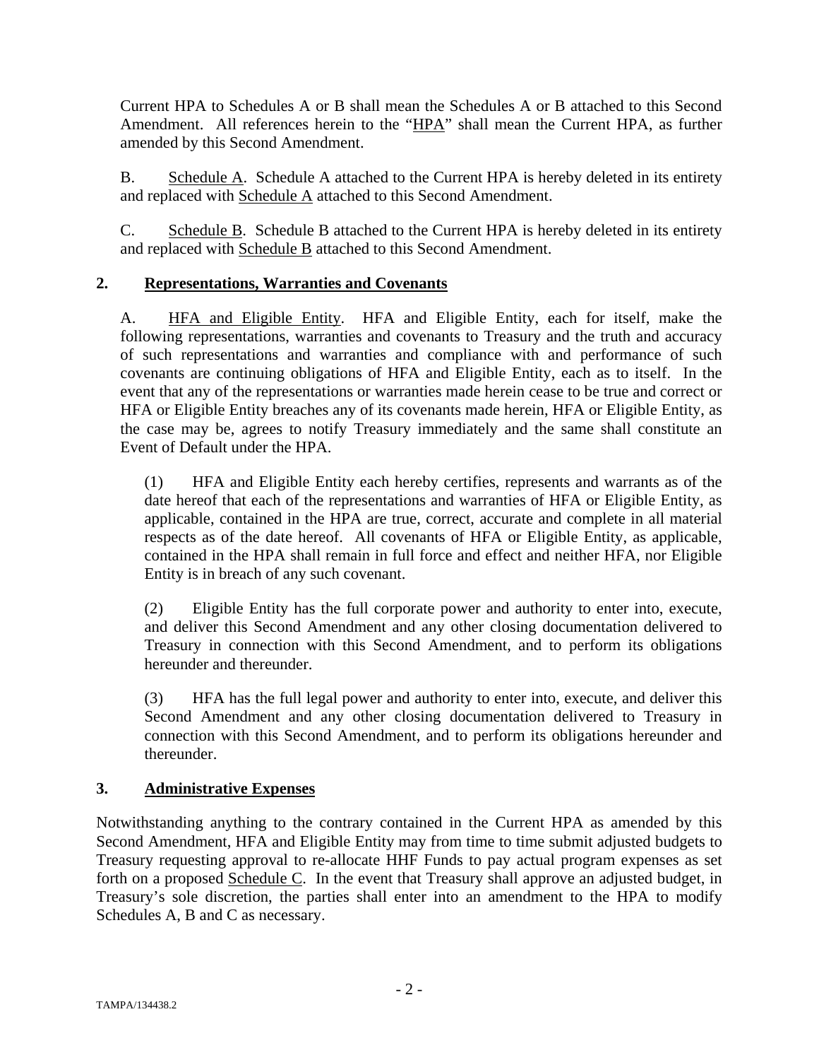Current HPA to Schedules A or B shall mean the Schedules A or B attached to this Second Amendment. All references herein to the "HPA" shall mean the Current HPA, as further amended by this Second Amendment.

B. Schedule A. Schedule A attached to the Current HPA is hereby deleted in its entirety and replaced with Schedule A attached to this Second Amendment.

C. Schedule B. Schedule B attached to the Current HPA is hereby deleted in its entirety and replaced with Schedule B attached to this Second Amendment.

## 2. Representations, Warranties and Covenants

A. HFA and Eligible Entity. HFA and Eligible Entity, each for itself, make the following representations, warranties and covenants to Treasury and the truth and accuracy of such representations and warranties and compliance with and performance of such covenants are continuing obligations of HFA and Eligible Entity, each as to itself. In the event that any of the representations or warranties made herein cease to be true and correct or HFA or Eligible Entity breaches any of its covenants made herein, HFA or Eligible Entity, as the case may be, agrees to notify Treasury immediately and the same shall constitute an Event of Default under the HPA.

(1) HFA and Eligible Entity each hereby certifies, represents and warrants as of the date hereof that each of the representations and warranties of HFA or Eligible Entity, as applicable, contained in the HPA are true, correct, accurate and complete in all material respects as of the date hereof. All covenants of HFA or Eligible Entity, as applicable, contained in the HPA shall remain in full force and effect and neither HFA, nor Eligible Entity is in breach of any such covenant.

(2) Eligible Entity has the full corporate power and authority to enter into, execute, and deliver this Second Amendment and any other closing documentation delivered to Treasury in connection with this Second Amendment, and to perform its obligations hereunder and thereunder.

(3) HFA has the full legal power and authority to enter into, execute, and deliver this Second Amendment and any other closing documentation delivered to Treasury in connection with this Second Amendment, and to perform its obligations hereunder and thereunder.

## 3. Administrative Expenses

Notwithstanding anything to the contrary contained in the Current HPA as amended by this Second Amendment, HFA and Eligible Entity may from time to time submit adjusted budgets to Treasury requesting approval to re-allocate HHF Funds to pay actual program expenses as set forth on a proposed Schedule C. In the event that Treasury shall approve an adjusted budget, in Treasury's sole discretion, the parties shall enter into an amendment to the HPA to modify Schedules A, B and C as necessary.

TAMPA/134438.2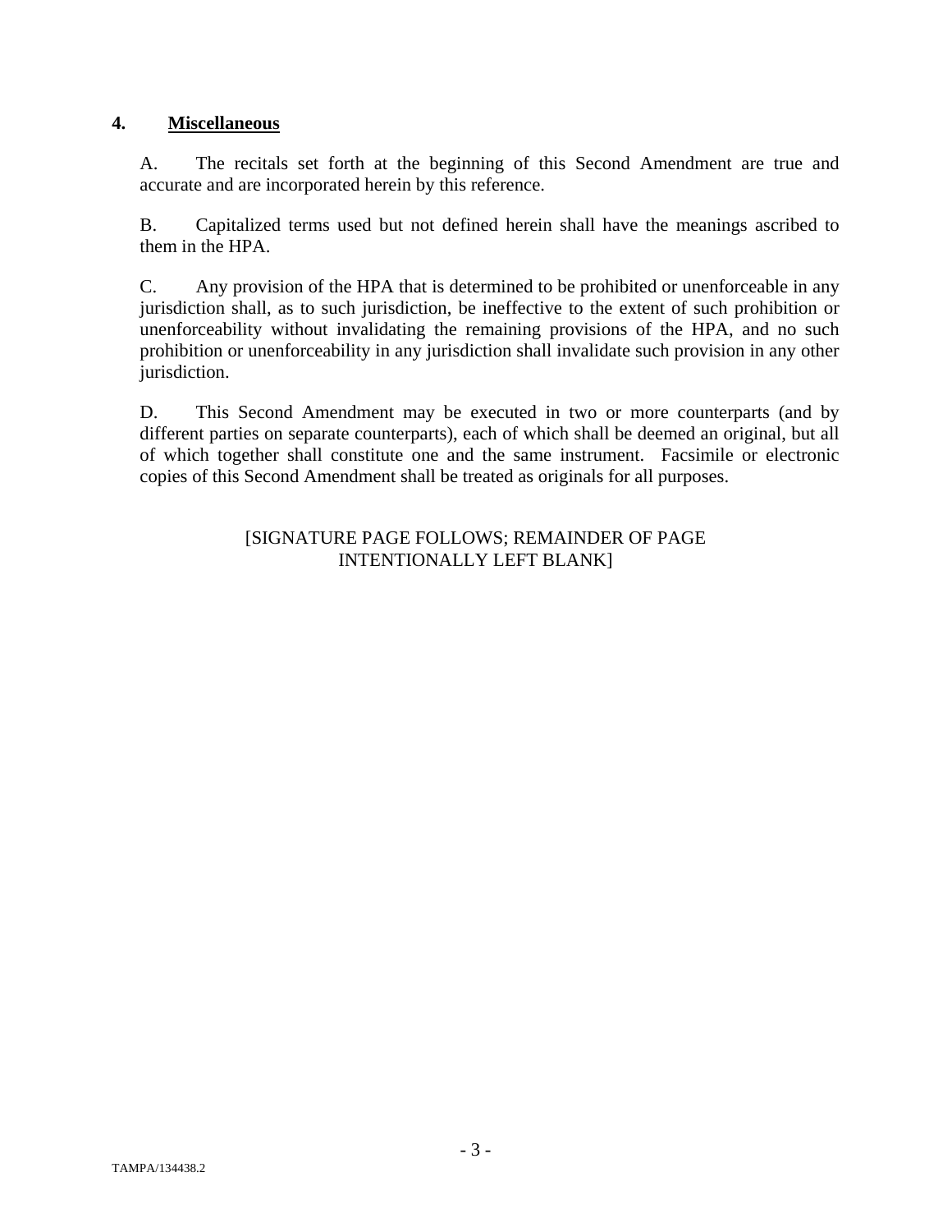## 4. **Miscellaneous**

A. The recitals set forth at the beginning of this Second Amendment are true and accurate and are incorporated herein by this reference.

B. Capitalized terms used but not defined herein shall have the meanings ascribed to them in the HPA.

C. Any provision of the HPA that is determined to be prohibited or unenforceable in any jurisdiction shall, as to such jurisdiction, be ineffective to the extent of such prohibition or unenforceability without invalidating the remaining provisions of the HPA, and no such prohibition or unenforceability in any jurisdiction shall invalidate such provision in any other jurisdiction.

D. This Second Amendment may be executed in two or more counterparts (and by different parties on separate counterparts), each of which shall be deemed an original, but all of which together shall constitute one and the same instrument. Facsimile or electronic copies of this Second Amendment shall be treated as originals for all purposes.

[SIGNATURE PAGE FOLLOWS; REMAINDER OF PAGE INTENTIONALLY LEFT BLANK]

TAMPA/134438.2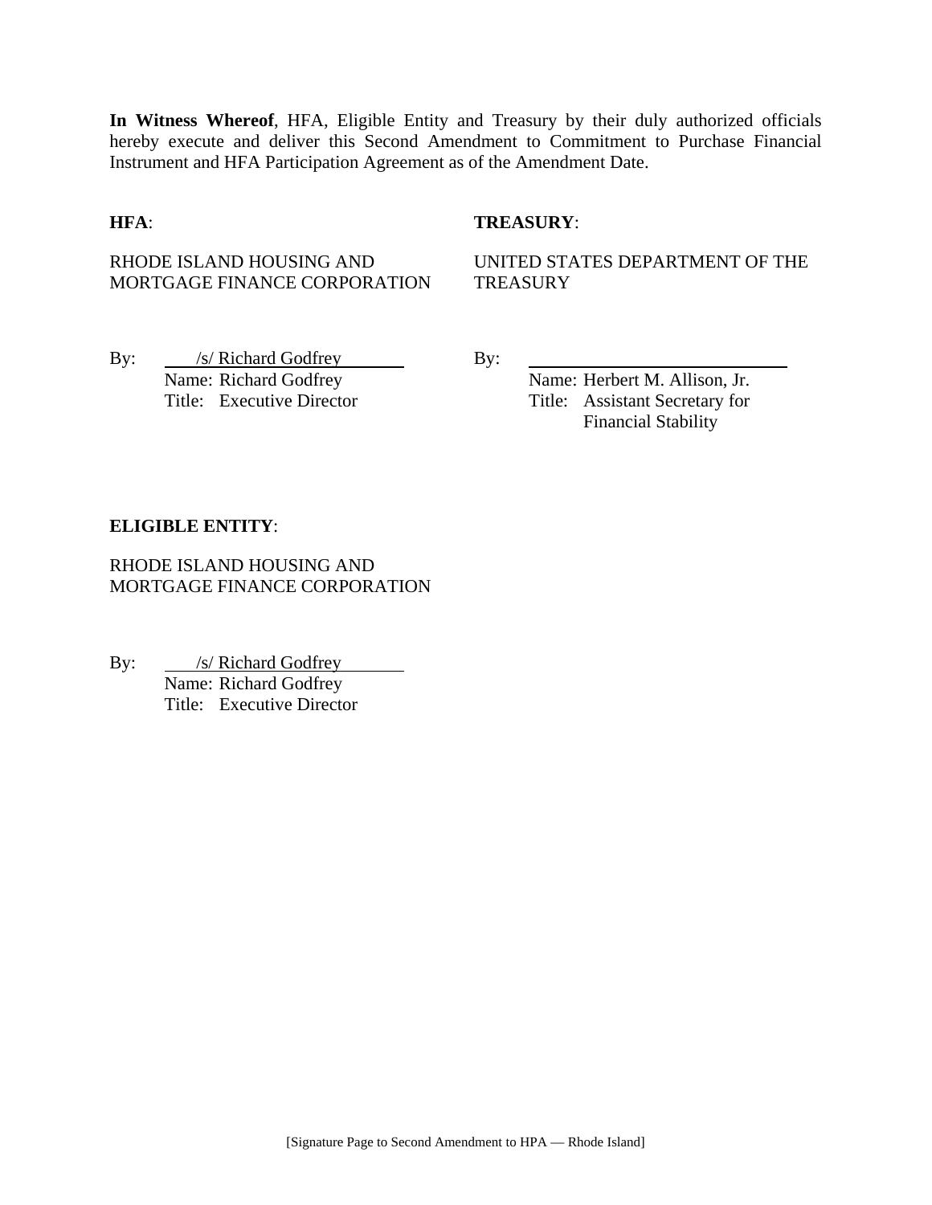**In Witness Whereof**, HFA, Eligible Entity and Treasury by their duly authorized officials hereby execute and deliver this Second Amendment to Commitment to Purchase Financial Instrument and HFA Participation Agreement as of the Amendment Date.

**HFA**:

RHODE ISLAND HOUSING AND MORTGAGE FINANCE CORPORATION

By: /s/ Richard Godfrey
Name: Richard Godfrey
Title: Executive Director

**TREASURY**:

UNITED STATES DEPARTMENT OF THE TREASURY

By: ______________________________
Name: Herbert M. Allison, Jr.
Title: Assistant Secretary for Financial Stability

**ELIGIBLE ENTITY**:

RHODE ISLAND HOUSING AND MORTGAGE FINANCE CORPORATION

By: /s/ Richard Godfrey
Name: Richard Godfrey
Title: Executive Director

[Signature Page to Second Amendment to HPA — Rhode Island]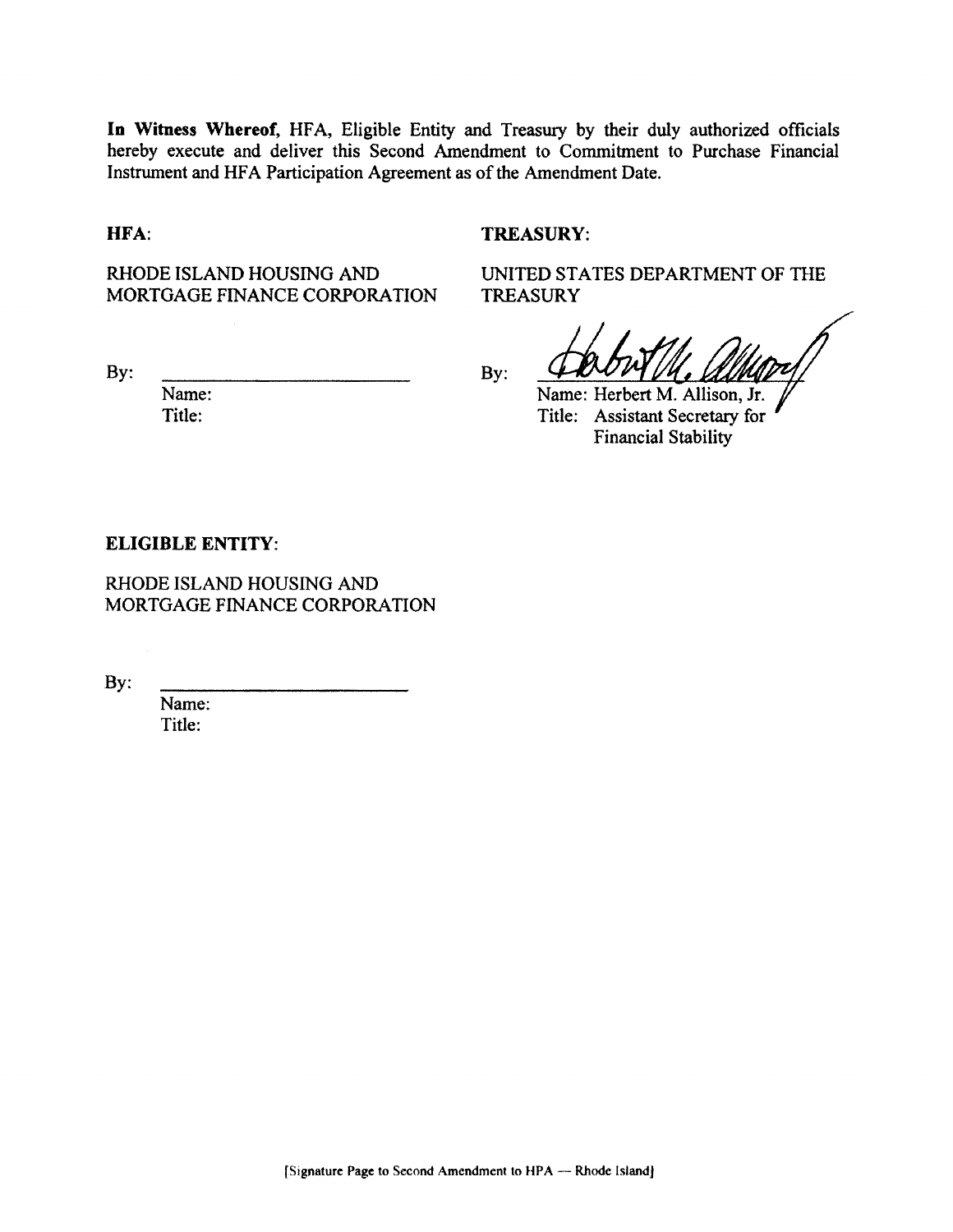**In Witness Whereof,** HFA, Eligible Entity and Treasury by their duly authorized officials hereby execute and deliver this Second Amendment to Commitment to Purchase Financial Instrument and HFA Participation Agreement as of the Amendment Date.

**HFA:**

RHODE ISLAND HOUSING AND MORTGAGE FINANCE CORPORATION

By: \_\_\_\_\_\_\_\_\_\_\_\_\_\_\_\_\_\_\_\_\_\_\_\_\_\_

Name:

Title:

**TREASURY:**

UNITED STATES DEPARTMENT OF THE TREASURY

By: \_\_\_\_\_\_\_\_\_\_\_\_\_\_\_\_\_\_\_\_\_\_\_\_\_\_

Name: Herbert M. Allison, Jr.

Title: Assistant Secretary for Financial Stability

**ELIGIBLE ENTITY:**

RHODE ISLAND HOUSING AND MORTGAGE FINANCE CORPORATION

By: \_\_\_\_\_\_\_\_\_\_\_\_\_\_\_\_\_\_\_\_\_\_\_\_\_\_

Name:

Title:

[Signature Page to Second Amendment to HPA — Rhode Island]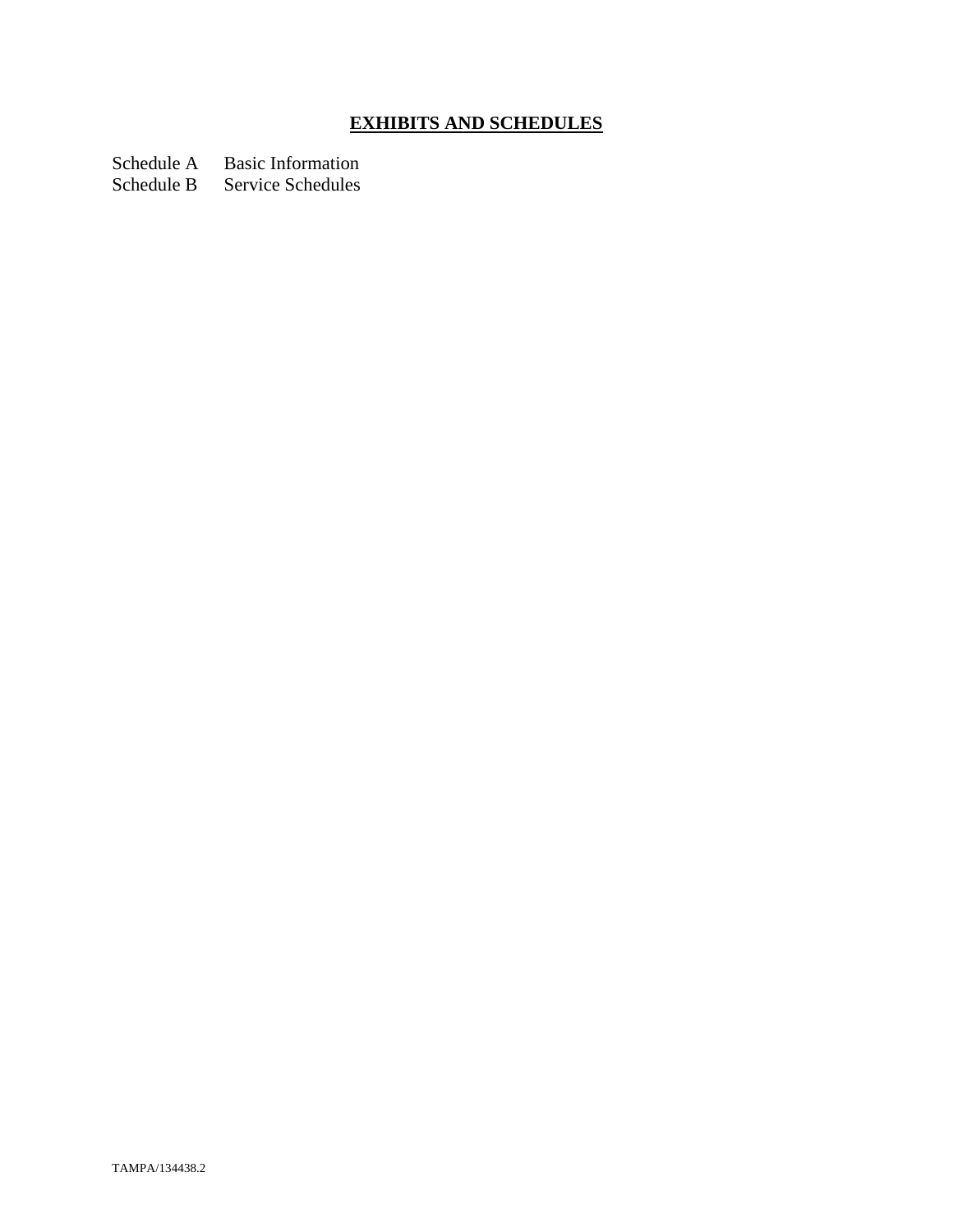## **EXHIBITS AND SCHEDULES**

Schedule A Basic Information
Schedule B Service Schedules

TAMPA/134438.2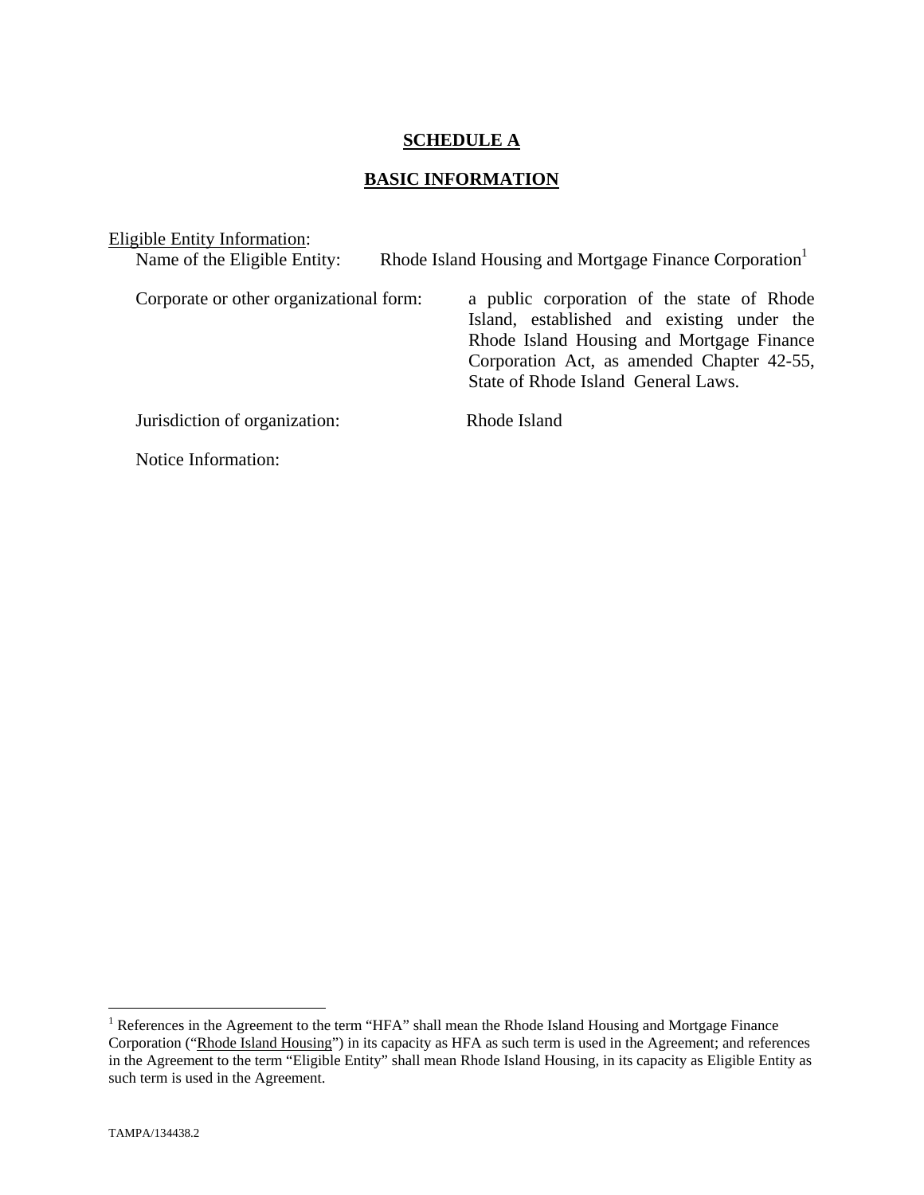# SCHEDULE A

## BASIC INFORMATION

Eligible Entity Information:

Name of the Eligible Entity: Rhode Island Housing and Mortgage Finance Corporation[1]

Corporate or other organizational form: a public corporation of the state of Rhode Island, established and existing under the Rhode Island Housing and Mortgage Finance Corporation Act, as amended Chapter 42-55, State of Rhode Island General Laws.

Jurisdiction of organization: Rhode Island

Notice Information:

---

[1] References in the Agreement to the term "HFA" shall mean the Rhode Island Housing and Mortgage Finance Corporation ("Rhode Island Housing") in its capacity as HFA as such term is used in the Agreement; and references in the Agreement to the term "Eligible Entity" shall mean Rhode Island Housing, in its capacity as Eligible Entity as such term is used in the Agreement.

TAMPA/134438.2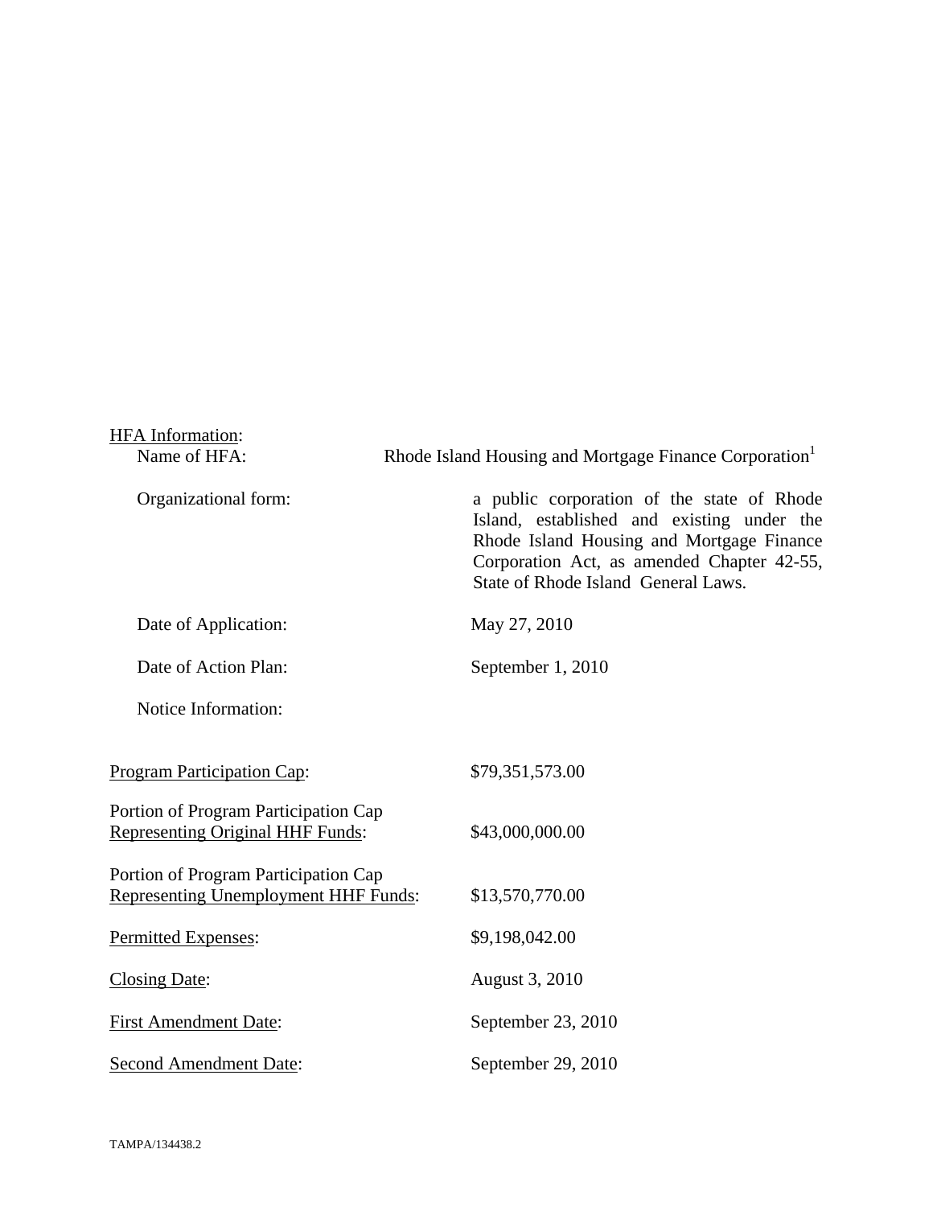HFA Information:

| | |
|---|---|
| Name of HFA: | Rhode Island Housing and Mortgage Finance Corporation[1] |
| Organizational form: | a public corporation of the state of Rhode Island, established and existing under the Rhode Island Housing and Mortgage Finance Corporation Act, as amended Chapter 42-55, State of Rhode Island General Laws. |
| Date of Application: | May 27, 2010 |
| Date of Action Plan: | September 1, 2010 |
| Notice Information: | |

| | |
|---|---|
| Program Participation Cap: | $79,351,573.00 |
| Portion of Program Participation Cap Representing Original HHF Funds: | $43,000,000.00 |
| Portion of Program Participation Cap Representing Unemployment HHF Funds: | $13,570,770.00 |
| Permitted Expenses: | $9,198,042.00 |
| Closing Date: | August 3, 2010 |
| First Amendment Date: | September 23, 2010 |
| Second Amendment Date: | September 29, 2010 |

TAMPA/134438.2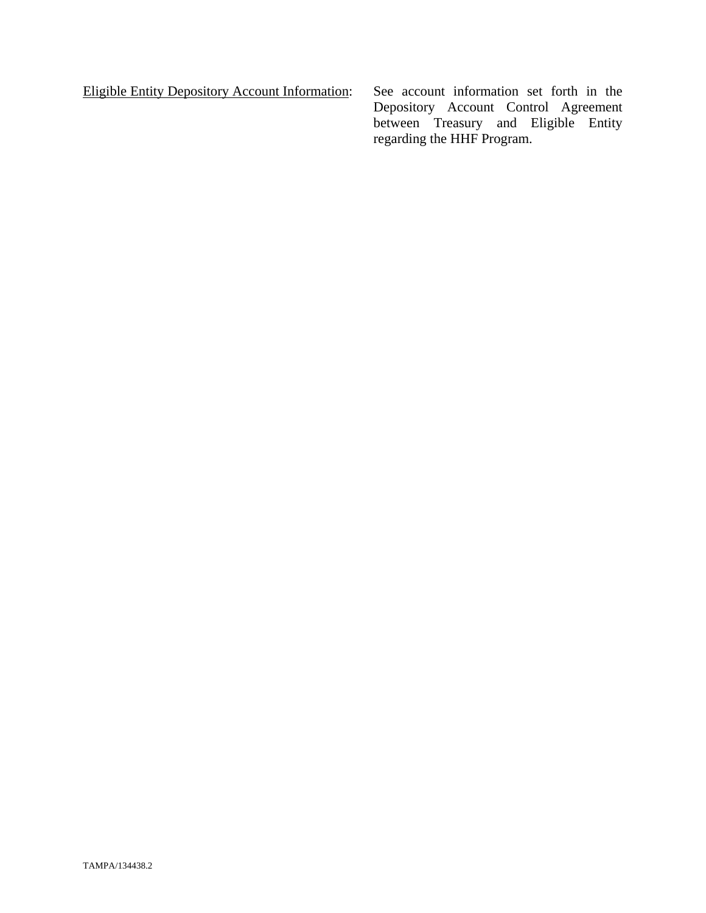<u>Eligible Entity Depository Account Information</u>: See account information set forth in the Depository Account Control Agreement between Treasury and Eligible Entity regarding the HHF Program.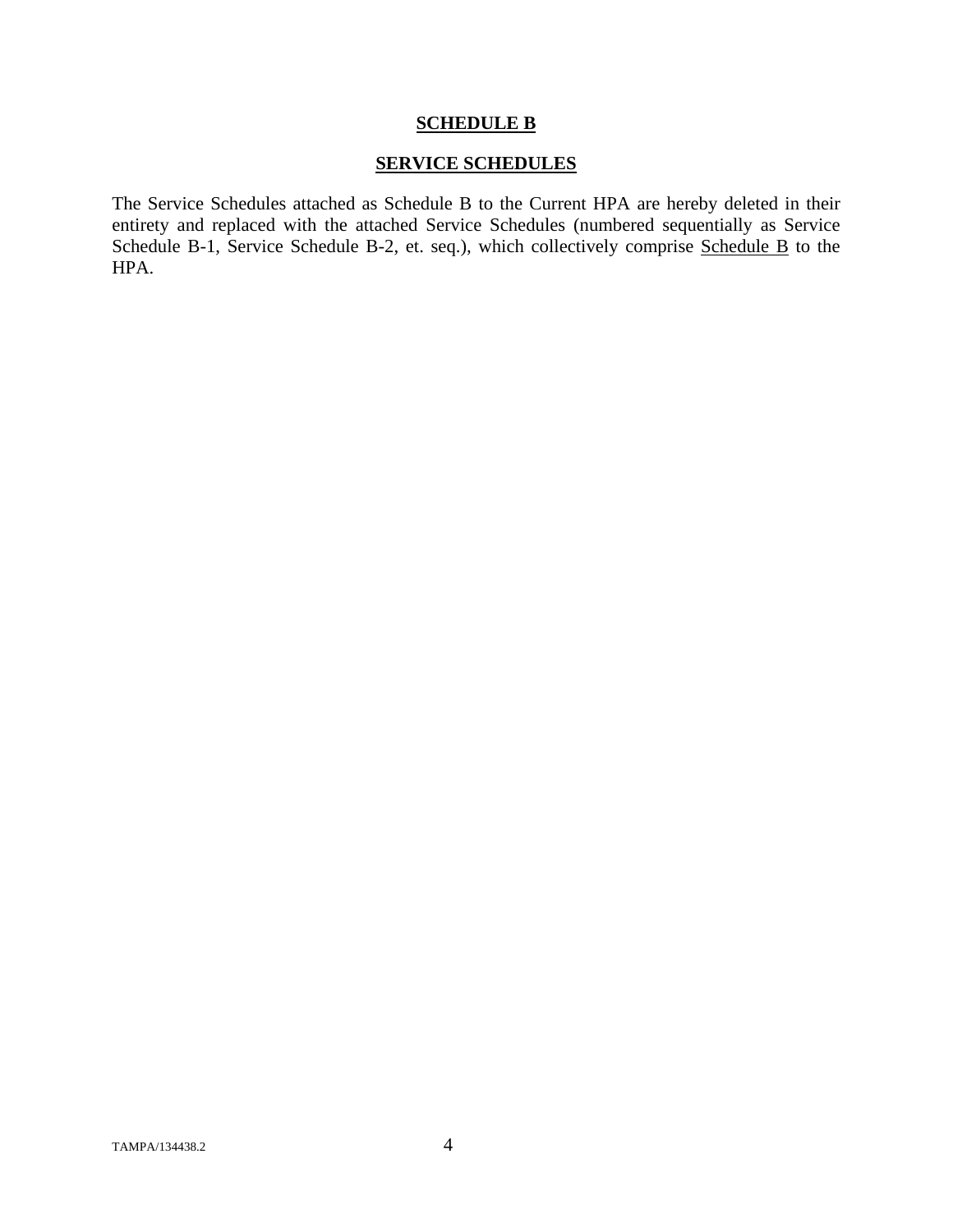# SCHEDULE B

## SERVICE SCHEDULES

The Service Schedules attached as Schedule B to the Current HPA are hereby deleted in their entirety and replaced with the attached Service Schedules (numbered sequentially as Service Schedule B-1, Service Schedule B-2, et. seq.), which collectively comprise Schedule B to the HPA.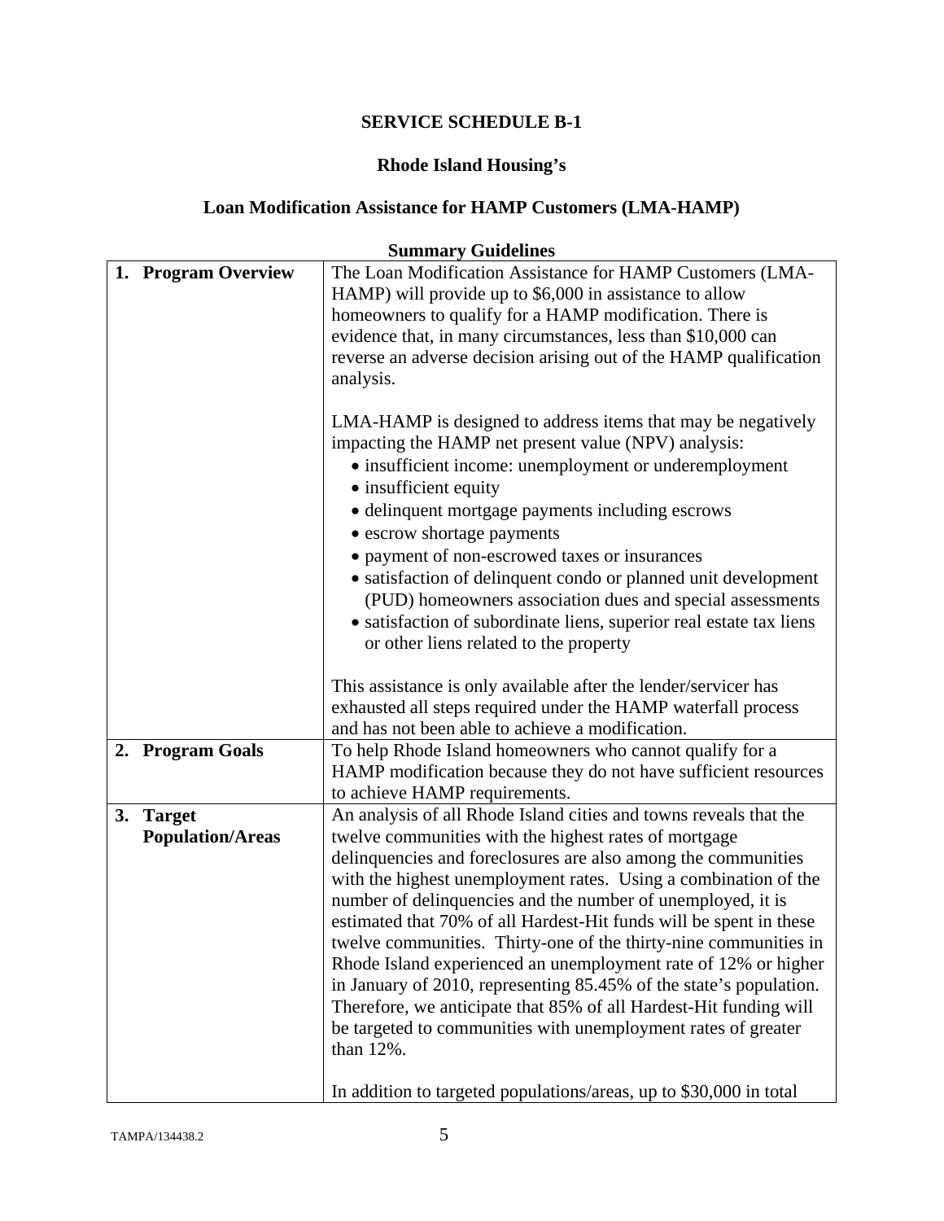**SERVICE SCHEDULE B-1**

**Rhode Island Housing's**

**Loan Modification Assistance for HAMP Customers (LMA-HAMP)**

**Summary Guidelines**

| | |
|---|---|
| **1. Program Overview** | The Loan Modification Assistance for HAMP Customers (LMA-HAMP) will provide up to $6,000 in assistance to allow homeowners to qualify for a HAMP modification. There is evidence that, in many circumstances, less than $10,000 can reverse an adverse decision arising out of the HAMP qualification analysis.<br><br>LMA-HAMP is designed to address items that may be negatively impacting the HAMP net present value (NPV) analysis:<br>• insufficient income: unemployment or underemployment<br>• insufficient equity<br>• delinquent mortgage payments including escrows<br>• escrow shortage payments<br>• payment of non-escrowed taxes or insurances<br>• satisfaction of delinquent condo or planned unit development (PUD) homeowners association dues and special assessments<br>• satisfaction of subordinate liens, superior real estate tax liens or other liens related to the property<br><br>This assistance is only available after the lender/servicer has exhausted all steps required under the HAMP waterfall process and has not been able to achieve a modification. |
| **2. Program Goals** | To help Rhode Island homeowners who cannot qualify for a HAMP modification because they do not have sufficient resources to achieve HAMP requirements. |
| **3. Target Population/Areas** | An analysis of all Rhode Island cities and towns reveals that the twelve communities with the highest rates of mortgage delinquencies and foreclosures are also among the communities with the highest unemployment rates. Using a combination of the number of delinquencies and the number of unemployed, it is estimated that 70% of all Hardest-Hit funds will be spent in these twelve communities. Thirty-one of the thirty-nine communities in Rhode Island experienced an unemployment rate of 12% or higher in January of 2010, representing 85.45% of the state's population. Therefore, we anticipate that 85% of all Hardest-Hit funding will be targeted to communities with unemployment rates of greater than 12%.<br><br>In addition to targeted populations/areas, up to $30,000 in total |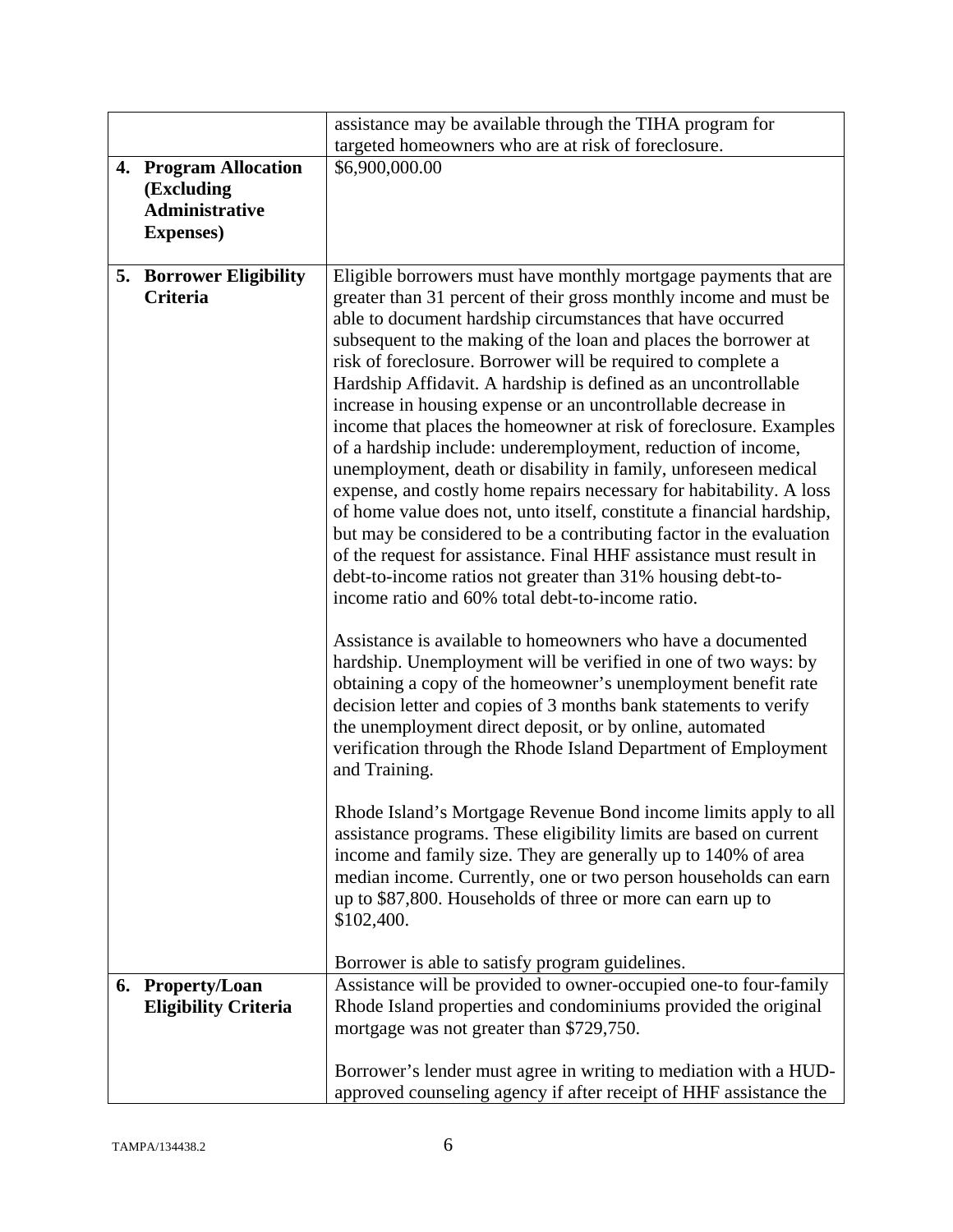| | |
|---|---|
| | assistance may be available through the TIHA program for targeted homeowners who are at risk of foreclosure. |
| **4. Program Allocation (Excluding Administrative Expenses)** | $6,900,000.00 |
| **5. Borrower Eligibility Criteria** | Eligible borrowers must have monthly mortgage payments that are greater than 31 percent of their gross monthly income and must be able to document hardship circumstances that have occurred subsequent to the making of the loan and places the borrower at risk of foreclosure. Borrower will be required to complete a Hardship Affidavit. A hardship is defined as an uncontrollable increase in housing expense or an uncontrollable decrease in income that places the homeowner at risk of foreclosure. Examples of a hardship include: underemployment, reduction of income, unemployment, death or disability in family, unforeseen medical expense, and costly home repairs necessary for habitability. A loss of home value does not, unto itself, constitute a financial hardship, but may be considered to be a contributing factor in the evaluation of the request for assistance. Final HHF assistance must result in debt-to-income ratios not greater than 31% housing debt-to-income ratio and 60% total debt-to-income ratio.<br><br>Assistance is available to homeowners who have a documented hardship. Unemployment will be verified in one of two ways: by obtaining a copy of the homeowner's unemployment benefit rate decision letter and copies of 3 months bank statements to verify the unemployment direct deposit, or by online, automated verification through the Rhode Island Department of Employment and Training.<br><br>Rhode Island's Mortgage Revenue Bond income limits apply to all assistance programs. These eligibility limits are based on current income and family size. They are generally up to 140% of area median income. Currently, one or two person households can earn up to $87,800. Households of three or more can earn up to $102,400.<br><br>Borrower is able to satisfy program guidelines. |
| **6. Property/Loan Eligibility Criteria** | Assistance will be provided to owner-occupied one-to four-family Rhode Island properties and condominiums provided the original mortgage was not greater than $729,750.<br><br>Borrower's lender must agree in writing to mediation with a HUD-approved counseling agency if after receipt of HHF assistance the |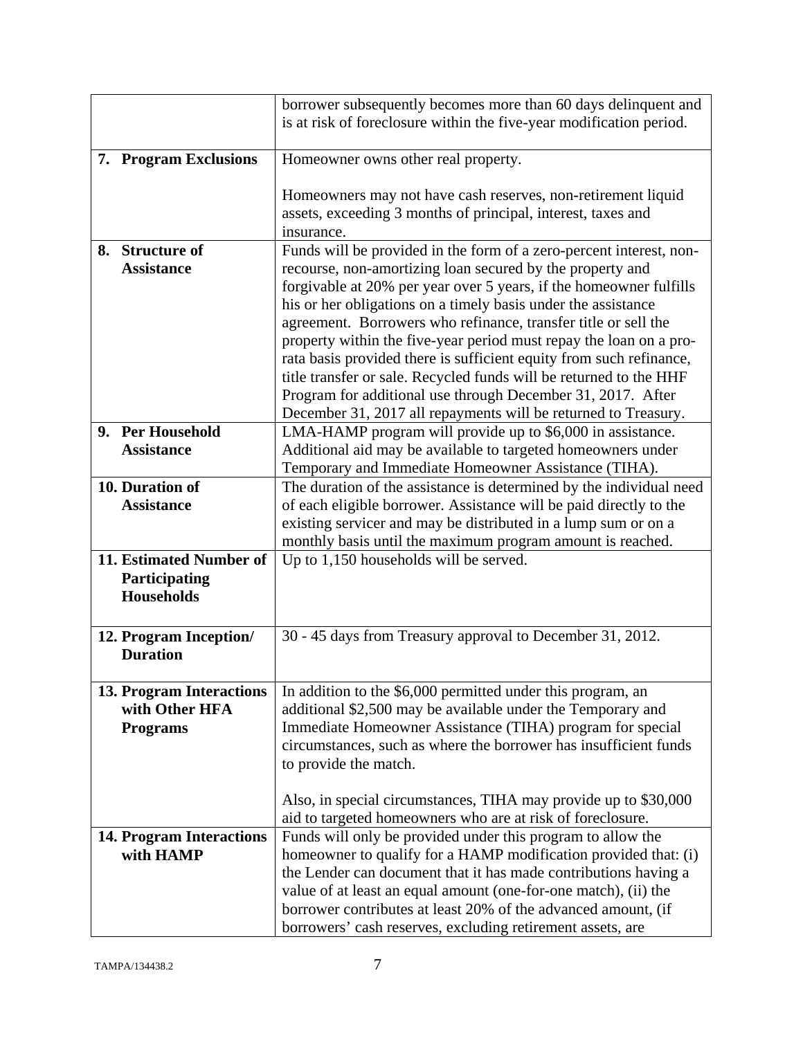| | |
|---|---|
| | borrower subsequently becomes more than 60 days delinquent and is at risk of foreclosure within the five-year modification period. |
| **7. Program Exclusions** | Homeowner owns other real property.<br><br>Homeowners may not have cash reserves, non-retirement liquid assets, exceeding 3 months of principal, interest, taxes and insurance. |
| **8. Structure of Assistance** | Funds will be provided in the form of a zero-percent interest, non-recourse, non-amortizing loan secured by the property and forgivable at 20% per year over 5 years, if the homeowner fulfills his or her obligations on a timely basis under the assistance agreement. Borrowers who refinance, transfer title or sell the property within the five-year period must repay the loan on a pro-rata basis provided there is sufficient equity from such refinance, title transfer or sale. Recycled funds will be returned to the HHF Program for additional use through December 31, 2017. After December 31, 2017 all repayments will be returned to Treasury. |
| **9. Per Household Assistance** | LMA-HAMP program will provide up to $6,000 in assistance. Additional aid may be available to targeted homeowners under Temporary and Immediate Homeowner Assistance (TIHA). |
| **10. Duration of Assistance** | The duration of the assistance is determined by the individual need of each eligible borrower. Assistance will be paid directly to the existing servicer and may be distributed in a lump sum or on a monthly basis until the maximum program amount is reached. |
| **11. Estimated Number of Participating Households** | Up to 1,150 households will be served. |
| **12. Program Inception/ Duration** | 30 - 45 days from Treasury approval to December 31, 2012. |
| **13. Program Interactions with Other HFA Programs** | In addition to the $6,000 permitted under this program, an additional $2,500 may be available under the Temporary and Immediate Homeowner Assistance (TIHA) program for special circumstances, such as where the borrower has insufficient funds to provide the match.<br><br>Also, in special circumstances, TIHA may provide up to $30,000 aid to targeted homeowners who are at risk of foreclosure. |
| **14. Program Interactions with HAMP** | Funds will only be provided under this program to allow the homeowner to qualify for a HAMP modification provided that: (i) the Lender can document that it has made contributions having a value of at least an equal amount (one-for-one match), (ii) the borrower contributes at least 20% of the advanced amount, (if borrowers' cash reserves, excluding retirement assets, are |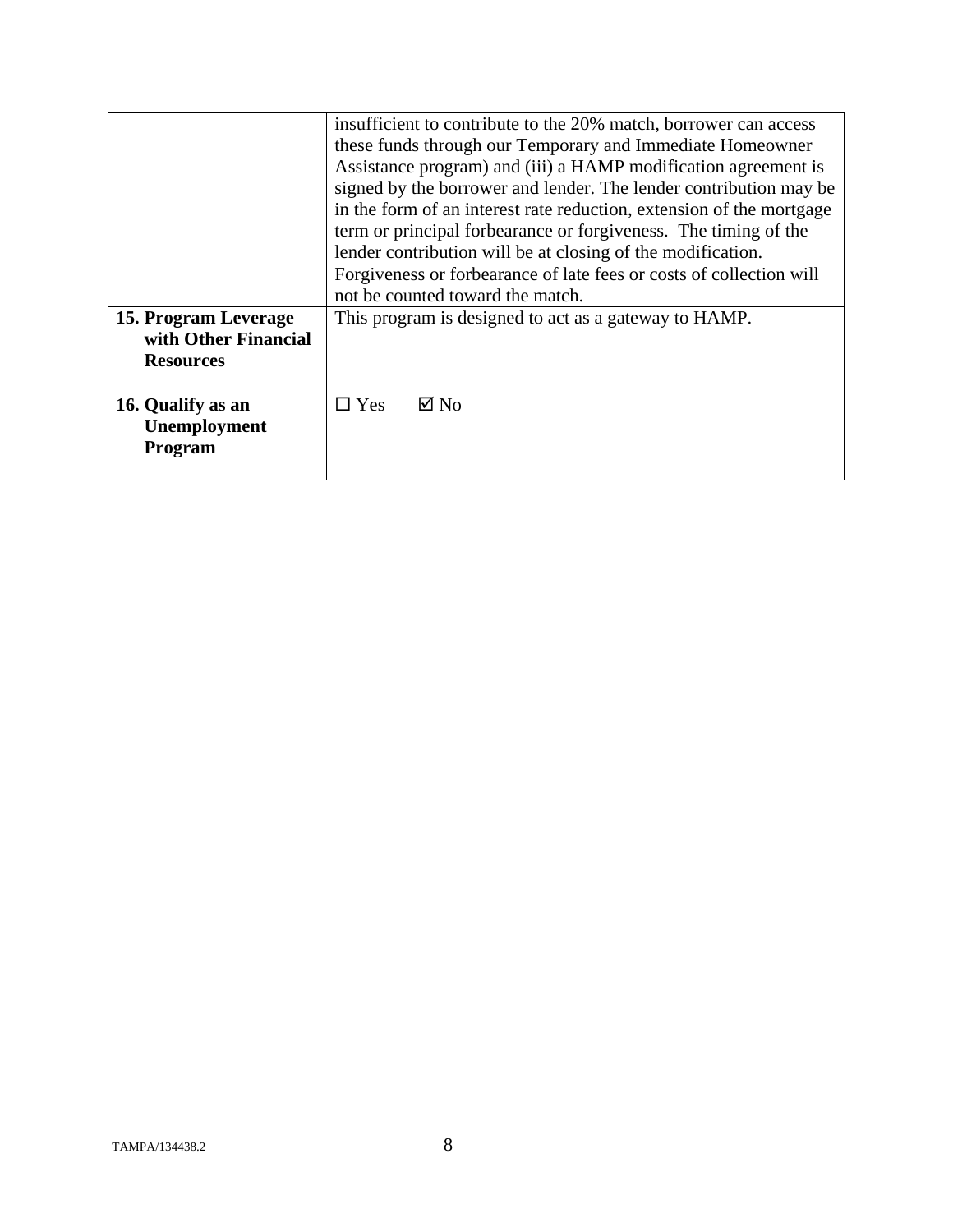|  |  |
|---|---|
|  | insufficient to contribute to the 20% match, borrower can access these funds through our Temporary and Immediate Homeowner Assistance program) and (iii) a HAMP modification agreement is signed by the borrower and lender. The lender contribution may be in the form of an interest rate reduction, extension of the mortgage term or principal forbearance or forgiveness. The timing of the lender contribution will be at closing of the modification. Forgiveness or forbearance of late fees or costs of collection will not be counted toward the match. |
| **15. Program Leverage with Other Financial Resources** | This program is designed to act as a gateway to HAMP. |
| **16. Qualify as an Unemployment Program** | ☐ Yes ☑ No |

TAMPA/134438.2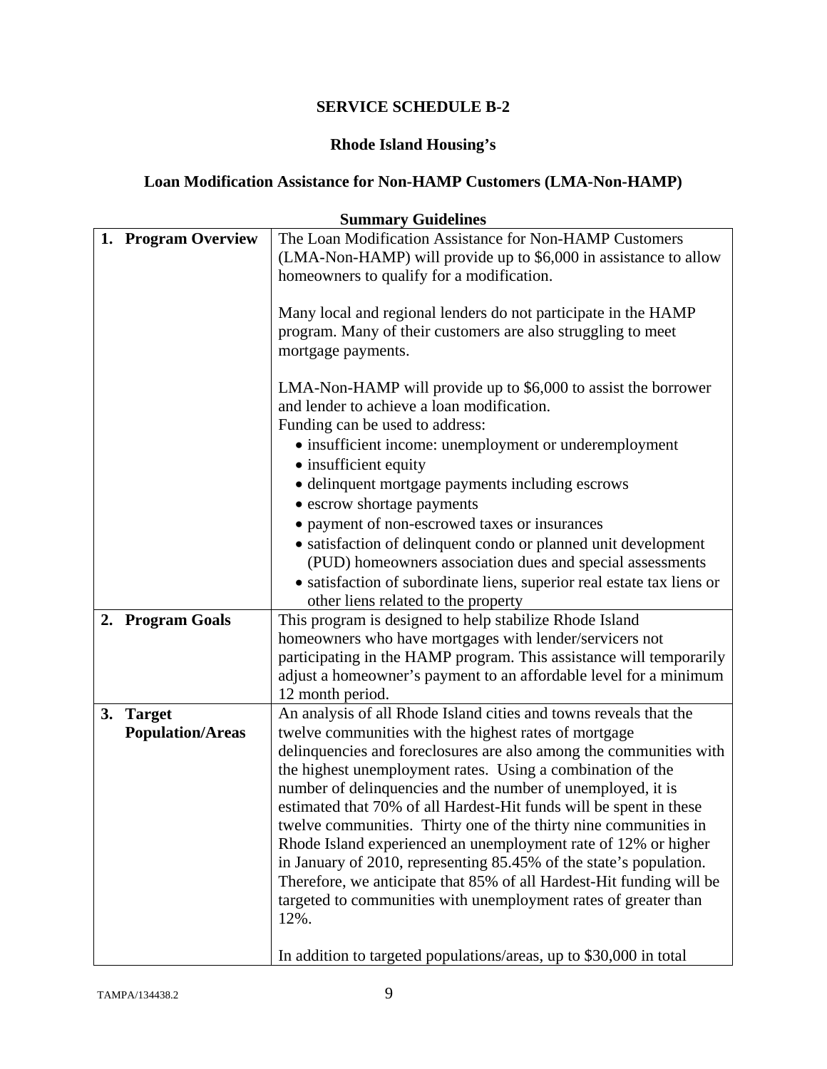**SERVICE SCHEDULE B-2**

**Rhode Island Housing's**

**Loan Modification Assistance for Non-HAMP Customers (LMA-Non-HAMP)**

**Summary Guidelines**

| | |
|---|---|
| **1. Program Overview** | The Loan Modification Assistance for Non-HAMP Customers (LMA-Non-HAMP) will provide up to $6,000 in assistance to allow homeowners to qualify for a modification.<br><br>Many local and regional lenders do not participate in the HAMP program. Many of their customers are also struggling to meet mortgage payments.<br><br>LMA-Non-HAMP will provide up to $6,000 to assist the borrower and lender to achieve a loan modification.<br>Funding can be used to address:<br>• insufficient income: unemployment or underemployment<br>• insufficient equity<br>• delinquent mortgage payments including escrows<br>• escrow shortage payments<br>• payment of non-escrowed taxes or insurances<br>• satisfaction of delinquent condo or planned unit development (PUD) homeowners association dues and special assessments<br>• satisfaction of subordinate liens, superior real estate tax liens or other liens related to the property |
| **2. Program Goals** | This program is designed to help stabilize Rhode Island homeowners who have mortgages with lender/servicers not participating in the HAMP program. This assistance will temporarily adjust a homeowner's payment to an affordable level for a minimum 12 month period. |
| **3. Target Population/Areas** | An analysis of all Rhode Island cities and towns reveals that the twelve communities with the highest rates of mortgage delinquencies and foreclosures are also among the communities with the highest unemployment rates. Using a combination of the number of delinquencies and the number of unemployed, it is estimated that 70% of all Hardest-Hit funds will be spent in these twelve communities. Thirty one of the thirty nine communities in Rhode Island experienced an unemployment rate of 12% or higher in January of 2010, representing 85.45% of the state's population. Therefore, we anticipate that 85% of all Hardest-Hit funding will be targeted to communities with unemployment rates of greater than 12%.<br><br>In addition to targeted populations/areas, up to $30,000 in total |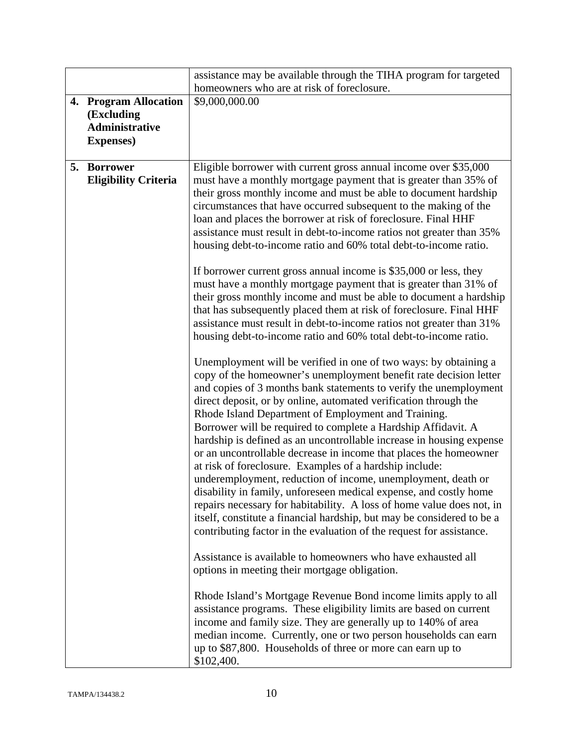| | |
|---|---|
| | assistance may be available through the TIHA program for targeted homeowners who are at risk of foreclosure. |
| **4. Program Allocation (Excluding Administrative Expenses)** | $9,000,000.00 |
| **5. Borrower Eligibility Criteria** | Eligible borrower with current gross annual income over $35,000 must have a monthly mortgage payment that is greater than 35% of their gross monthly income and must be able to document hardship circumstances that have occurred subsequent to the making of the loan and places the borrower at risk of foreclosure. Final HHF assistance must result in debt-to-income ratios not greater than 35% housing debt-to-income ratio and 60% total debt-to-income ratio.<br><br>If borrower current gross annual income is $35,000 or less, they must have a monthly mortgage payment that is greater than 31% of their gross monthly income and must be able to document a hardship that has subsequently placed them at risk of foreclosure. Final HHF assistance must result in debt-to-income ratios not greater than 31% housing debt-to-income ratio and 60% total debt-to-income ratio.<br><br>Unemployment will be verified in one of two ways: by obtaining a copy of the homeowner's unemployment benefit rate decision letter and copies of 3 months bank statements to verify the unemployment direct deposit, or by online, automated verification through the Rhode Island Department of Employment and Training. Borrower will be required to complete a Hardship Affidavit. A hardship is defined as an uncontrollable increase in housing expense or an uncontrollable decrease in income that places the homeowner at risk of foreclosure. Examples of a hardship include: underemployment, reduction of income, unemployment, death or disability in family, unforeseen medical expense, and costly home repairs necessary for habitability. A loss of home value does not, in itself, constitute a financial hardship, but may be considered to be a contributing factor in the evaluation of the request for assistance.<br><br>Assistance is available to homeowners who have exhausted all options in meeting their mortgage obligation.<br><br>Rhode Island's Mortgage Revenue Bond income limits apply to all assistance programs. These eligibility limits are based on current income and family size. They are generally up to 140% of area median income. Currently, one or two person households can earn up to $87,800. Households of three or more can earn up to $102,400. |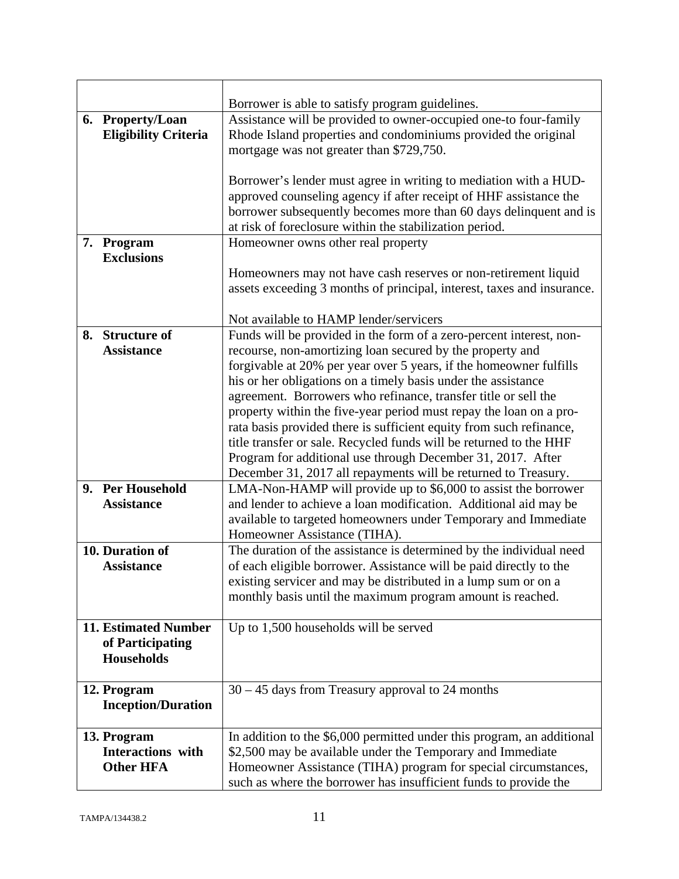| | |
|---|---|
| | Borrower is able to satisfy program guidelines. |
| **6. Property/Loan Eligibility Criteria** | Assistance will be provided to owner-occupied one-to four-family Rhode Island properties and condominiums provided the original mortgage was not greater than $729,750.<br><br>Borrower's lender must agree in writing to mediation with a HUD-approved counseling agency if after receipt of HHF assistance the borrower subsequently becomes more than 60 days delinquent and is at risk of foreclosure within the stabilization period. |
| **7. Program Exclusions** | Homeowner owns other real property<br><br>Homeowners may not have cash reserves or non-retirement liquid assets exceeding 3 months of principal, interest, taxes and insurance.<br><br>Not available to HAMP lender/servicers |
| **8. Structure of Assistance** | Funds will be provided in the form of a zero-percent interest, non-recourse, non-amortizing loan secured by the property and forgivable at 20% per year over 5 years, if the homeowner fulfills his or her obligations on a timely basis under the assistance agreement. Borrowers who refinance, transfer title or sell the property within the five-year period must repay the loan on a pro-rata basis provided there is sufficient equity from such refinance, title transfer or sale. Recycled funds will be returned to the HHF Program for additional use through December 31, 2017. After December 31, 2017 all repayments will be returned to Treasury. |
| **9. Per Household Assistance** | LMA-Non-HAMP will provide up to $6,000 to assist the borrower and lender to achieve a loan modification. Additional aid may be available to targeted homeowners under Temporary and Immediate Homeowner Assistance (TIHA). |
| **10. Duration of Assistance** | The duration of the assistance is determined by the individual need of each eligible borrower. Assistance will be paid directly to the existing servicer and may be distributed in a lump sum or on a monthly basis until the maximum program amount is reached. |
| **11. Estimated Number of Participating Households** | Up to 1,500 households will be served |
| **12. Program Inception/Duration** | 30 – 45 days from Treasury approval to 24 months |
| **13. Program Interactions with Other HFA** | In addition to the $6,000 permitted under this program, an additional $2,500 may be available under the Temporary and Immediate Homeowner Assistance (TIHA) program for special circumstances, such as where the borrower has insufficient funds to provide the |

TAMPA/134438.2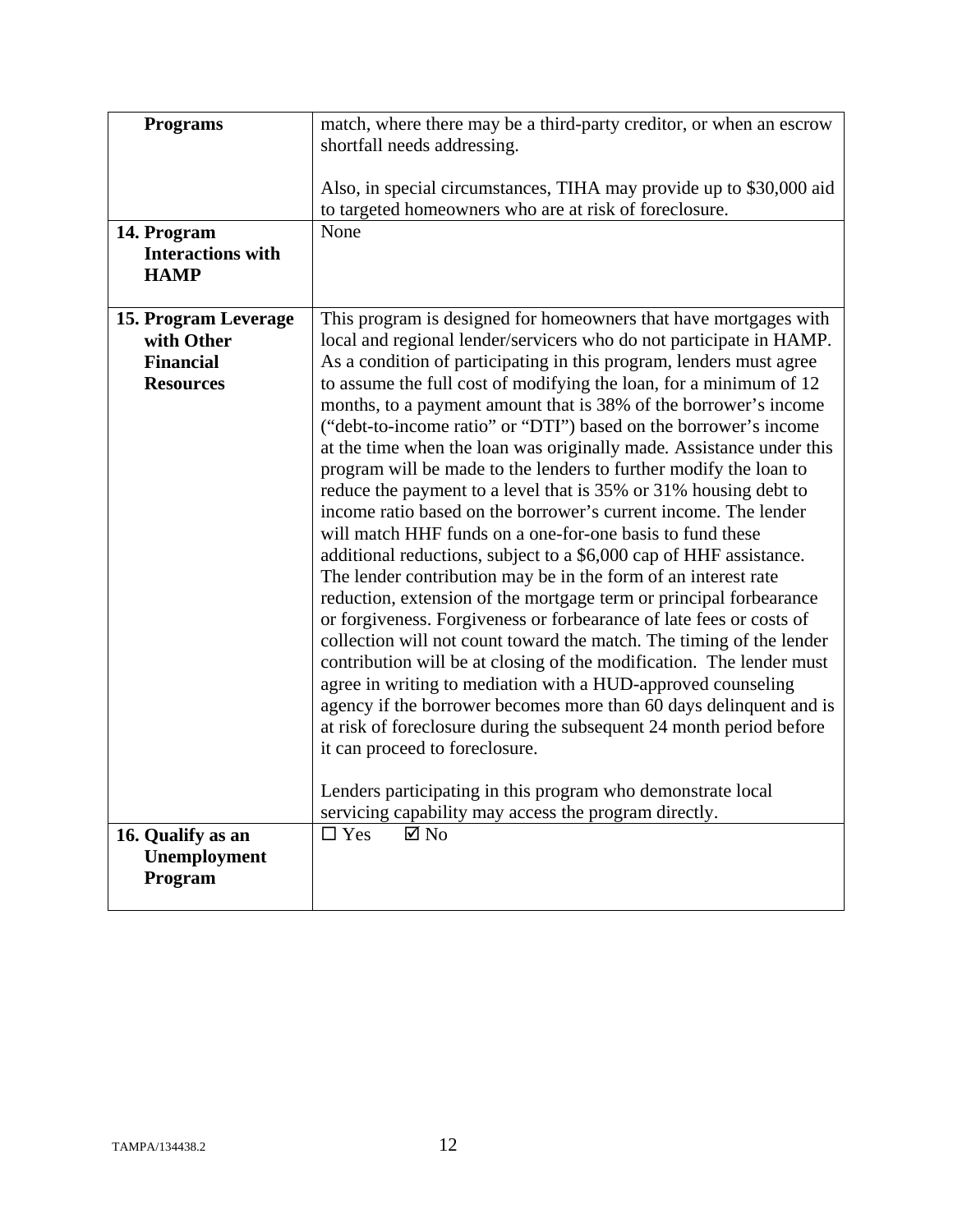| | |
|---|---|
| **Programs** | match, where there may be a third-party creditor, or when an escrow shortfall needs addressing.<br><br>Also, in special circumstances, TIHA may provide up to $30,000 aid to targeted homeowners who are at risk of foreclosure. |
| **14. Program Interactions with HAMP** | None |
| **15. Program Leverage with Other Financial Resources** | This program is designed for homeowners that have mortgages with local and regional lender/servicers who do not participate in HAMP. As a condition of participating in this program, lenders must agree to assume the full cost of modifying the loan, for a minimum of 12 months, to a payment amount that is 38% of the borrower's income ("debt-to-income ratio" or "DTI") based on the borrower's income at the time when the loan was originally made. Assistance under this program will be made to the lenders to further modify the loan to reduce the payment to a level that is 35% or 31% housing debt to income ratio based on the borrower's current income. The lender will match HHF funds on a one-for-one basis to fund these additional reductions, subject to a $6,000 cap of HHF assistance. The lender contribution may be in the form of an interest rate reduction, extension of the mortgage term or principal forbearance or forgiveness. Forgiveness or forbearance of late fees or costs of collection will not count toward the match. The timing of the lender contribution will be at closing of the modification. The lender must agree in writing to mediation with a HUD-approved counseling agency if the borrower becomes more than 60 days delinquent and is at risk of foreclosure during the subsequent 24 month period before it can proceed to foreclosure.<br><br>Lenders participating in this program who demonstrate local servicing capability may access the program directly. |
| **16. Qualify as an Unemployment Program** | ☐ Yes ☑ No |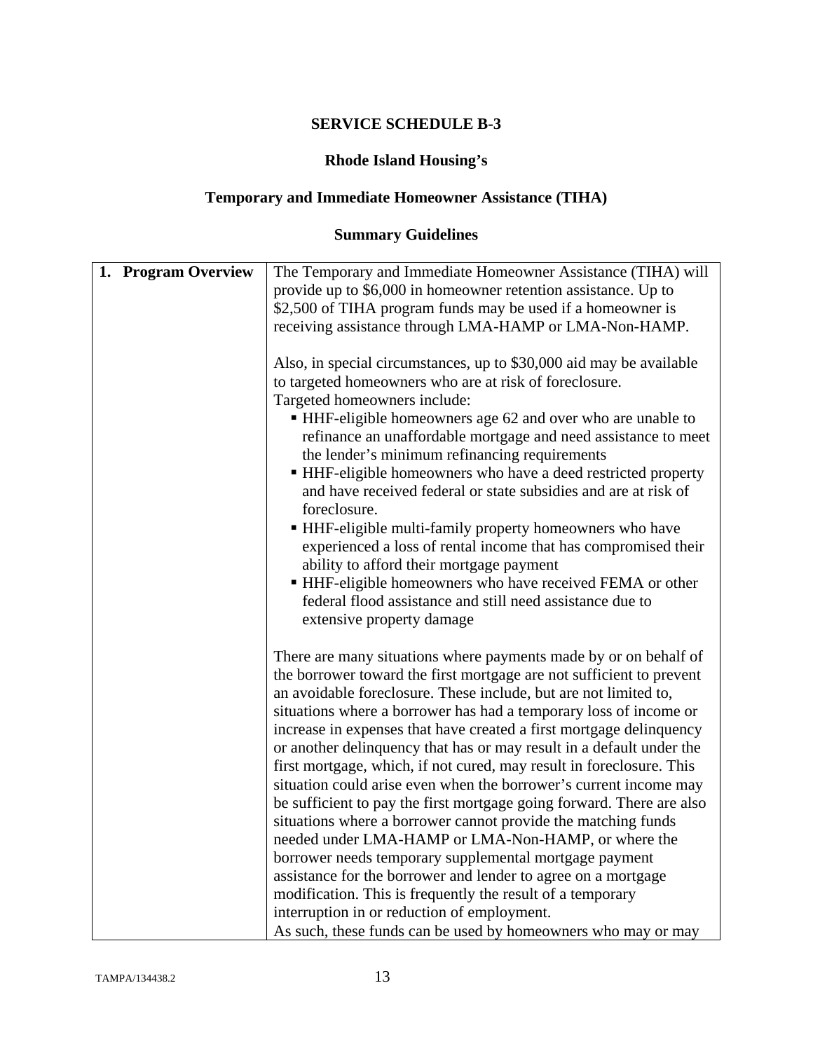## SERVICE SCHEDULE B-3

## Rhode Island Housing's

## Temporary and Immediate Homeowner Assistance (TIHA)

## Summary Guidelines

| | |
|---|---|
| **1. Program Overview** | The Temporary and Immediate Homeowner Assistance (TIHA) will provide up to $6,000 in homeowner retention assistance. Up to $2,500 of TIHA program funds may be used if a homeowner is receiving assistance through LMA-HAMP or LMA-Non-HAMP.<br><br>Also, in special circumstances, up to $30,000 aid may be available to targeted homeowners who are at risk of foreclosure.<br>Targeted homeowners include:<br>▪ HHF-eligible homeowners age 62 and over who are unable to refinance an unaffordable mortgage and need assistance to meet the lender's minimum refinancing requirements<br>▪ HHF-eligible homeowners who have a deed restricted property and have received federal or state subsidies and are at risk of foreclosure.<br>▪ HHF-eligible multi-family property homeowners who have experienced a loss of rental income that has compromised their ability to afford their mortgage payment<br>▪ HHF-eligible homeowners who have received FEMA or other federal flood assistance and still need assistance due to extensive property damage<br><br>There are many situations where payments made by or on behalf of the borrower toward the first mortgage are not sufficient to prevent an avoidable foreclosure. These include, but are not limited to, situations where a borrower has had a temporary loss of income or increase in expenses that have created a first mortgage delinquency or another delinquency that has or may result in a default under the first mortgage, which, if not cured, may result in foreclosure. This situation could arise even when the borrower's current income may be sufficient to pay the first mortgage going forward. There are also situations where a borrower cannot provide the matching funds needed under LMA-HAMP or LMA-Non-HAMP, or where the borrower needs temporary supplemental mortgage payment assistance for the borrower and lender to agree on a mortgage modification. This is frequently the result of a temporary interruption in or reduction of employment.<br>As such, these funds can be used by homeowners who may or may |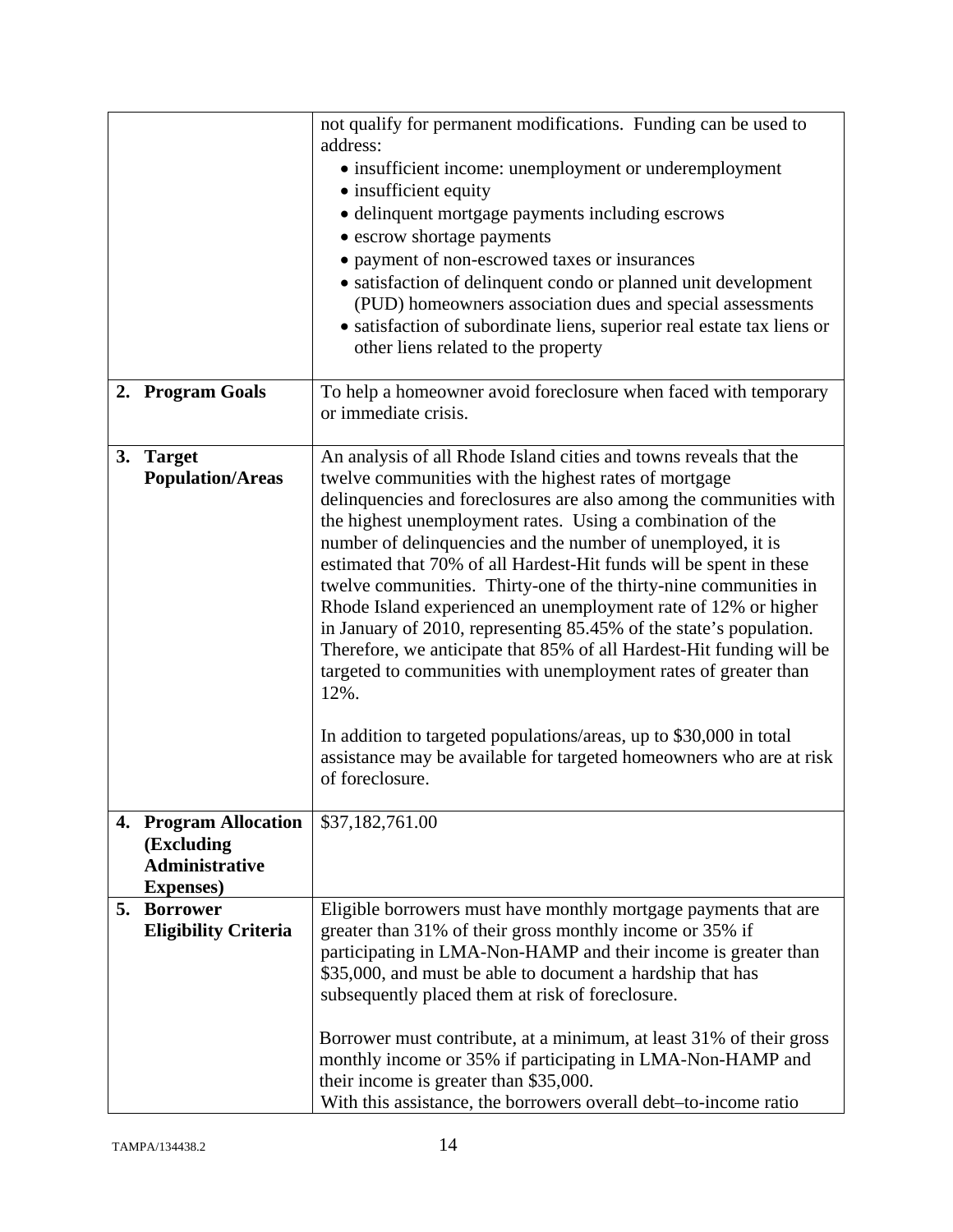| | |
|---|---|
| | not qualify for permanent modifications. Funding can be used to address:<br>• insufficient income: unemployment or underemployment<br>• insufficient equity<br>• delinquent mortgage payments including escrows<br>• escrow shortage payments<br>• payment of non-escrowed taxes or insurances<br>• satisfaction of delinquent condo or planned unit development (PUD) homeowners association dues and special assessments<br>• satisfaction of subordinate liens, superior real estate tax liens or other liens related to the property |
| **2. Program Goals** | To help a homeowner avoid foreclosure when faced with temporary or immediate crisis. |
| **3. Target Population/Areas** | An analysis of all Rhode Island cities and towns reveals that the twelve communities with the highest rates of mortgage delinquencies and foreclosures are also among the communities with the highest unemployment rates. Using a combination of the number of delinquencies and the number of unemployed, it is estimated that 70% of all Hardest-Hit funds will be spent in these twelve communities. Thirty-one of the thirty-nine communities in Rhode Island experienced an unemployment rate of 12% or higher in January of 2010, representing 85.45% of the state's population. Therefore, we anticipate that 85% of all Hardest-Hit funding will be targeted to communities with unemployment rates of greater than 12%.<br><br>In addition to targeted populations/areas, up to $30,000 in total assistance may be available for targeted homeowners who are at risk of foreclosure. |
| **4. Program Allocation (Excluding Administrative Expenses)** | $37,182,761.00 |
| **5. Borrower Eligibility Criteria** | Eligible borrowers must have monthly mortgage payments that are greater than 31% of their gross monthly income or 35% if participating in LMA-Non-HAMP and their income is greater than $35,000, and must be able to document a hardship that has subsequently placed them at risk of foreclosure.<br><br>Borrower must contribute, at a minimum, at least 31% of their gross monthly income or 35% if participating in LMA-Non-HAMP and their income is greater than $35,000.<br>With this assistance, the borrowers overall debt–to-income ratio |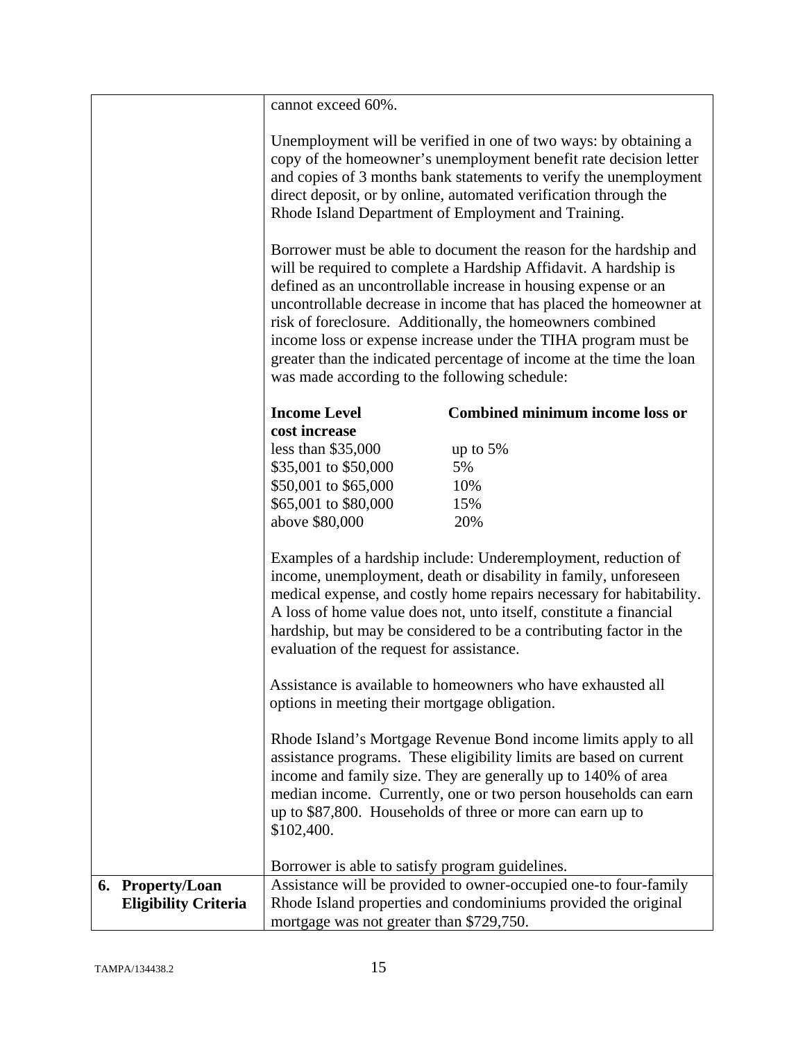| | |
|---|---|
| | cannot exceed 60%.<br><br>Unemployment will be verified in one of two ways: by obtaining a copy of the homeowner's unemployment benefit rate decision letter and copies of 3 months bank statements to verify the unemployment direct deposit, or by online, automated verification through the Rhode Island Department of Employment and Training.<br><br>Borrower must be able to document the reason for the hardship and will be required to complete a Hardship Affidavit. A hardship is defined as an uncontrollable increase in housing expense or an uncontrollable decrease in income that has placed the homeowner at risk of foreclosure. Additionally, the homeowners combined income loss or expense increase under the TIHA program must be greater than the indicated percentage of income at the time the loan was made according to the following schedule:<br><br>**Income Level** **Combined minimum income loss or cost increase**<br>less than $35,000 up to 5%<br>$35,001 to $50,000 5%<br>$50,001 to $65,000 10%<br>$65,001 to $80,000 15%<br>above $80,000 20%<br><br>Examples of a hardship include: Underemployment, reduction of income, unemployment, death or disability in family, unforeseen medical expense, and costly home repairs necessary for habitability. A loss of home value does not, unto itself, constitute a financial hardship, but may be considered to be a contributing factor in the evaluation of the request for assistance.<br><br>Assistance is available to homeowners who have exhausted all options in meeting their mortgage obligation.<br><br>Rhode Island's Mortgage Revenue Bond income limits apply to all assistance programs. These eligibility limits are based on current income and family size. They are generally up to 140% of area median income. Currently, one or two person households can earn up to $87,800. Households of three or more can earn up to $102,400.<br><br>Borrower is able to satisfy program guidelines. |
| **6. Property/Loan Eligibility Criteria** | Assistance will be provided to owner-occupied one-to four-family Rhode Island properties and condominiums provided the original mortgage was not greater than $729,750. |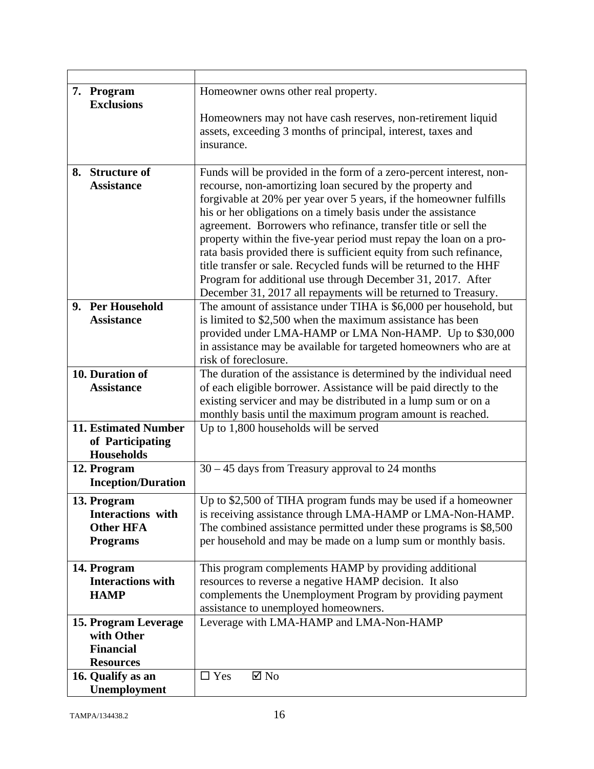| | |
|---|---|
| **7. Program Exclusions** | Homeowner owns other real property.<br><br>Homeowners may not have cash reserves, non-retirement liquid assets, exceeding 3 months of principal, interest, taxes and insurance. |
| **8. Structure of Assistance** | Funds will be provided in the form of a zero-percent interest, non-recourse, non-amortizing loan secured by the property and forgivable at 20% per year over 5 years, if the homeowner fulfills his or her obligations on a timely basis under the assistance agreement. Borrowers who refinance, transfer title or sell the property within the five-year period must repay the loan on a pro-rata basis provided there is sufficient equity from such refinance, title transfer or sale. Recycled funds will be returned to the HHF Program for additional use through December 31, 2017. After December 31, 2017 all repayments will be returned to Treasury. |
| **9. Per Household Assistance** | The amount of assistance under TIHA is $6,000 per household, but is limited to $2,500 when the maximum assistance has been provided under LMA-HAMP or LMA Non-HAMP. Up to $30,000 in assistance may be available for targeted homeowners who are at risk of foreclosure. |
| **10. Duration of Assistance** | The duration of the assistance is determined by the individual need of each eligible borrower. Assistance will be paid directly to the existing servicer and may be distributed in a lump sum or on a monthly basis until the maximum program amount is reached. |
| **11. Estimated Number of Participating Households** | Up to 1,800 households will be served |
| **12. Program Inception/Duration** | 30 – 45 days from Treasury approval to 24 months |
| **13. Program Interactions with Other HFA Programs** | Up to $2,500 of TIHA program funds may be used if a homeowner is receiving assistance through LMA-HAMP or LMA-Non-HAMP. The combined assistance permitted under these programs is $8,500 per household and may be made on a lump sum or monthly basis. |
| **14. Program Interactions with HAMP** | This program complements HAMP by providing additional resources to reverse a negative HAMP decision. It also complements the Unemployment Program by providing payment assistance to unemployed homeowners. |
| **15. Program Leverage with Other Financial Resources** | Leverage with LMA-HAMP and LMA-Non-HAMP |
| **16. Qualify as an Unemployment** | ☐ Yes ☑ No |

TAMPA/134438.2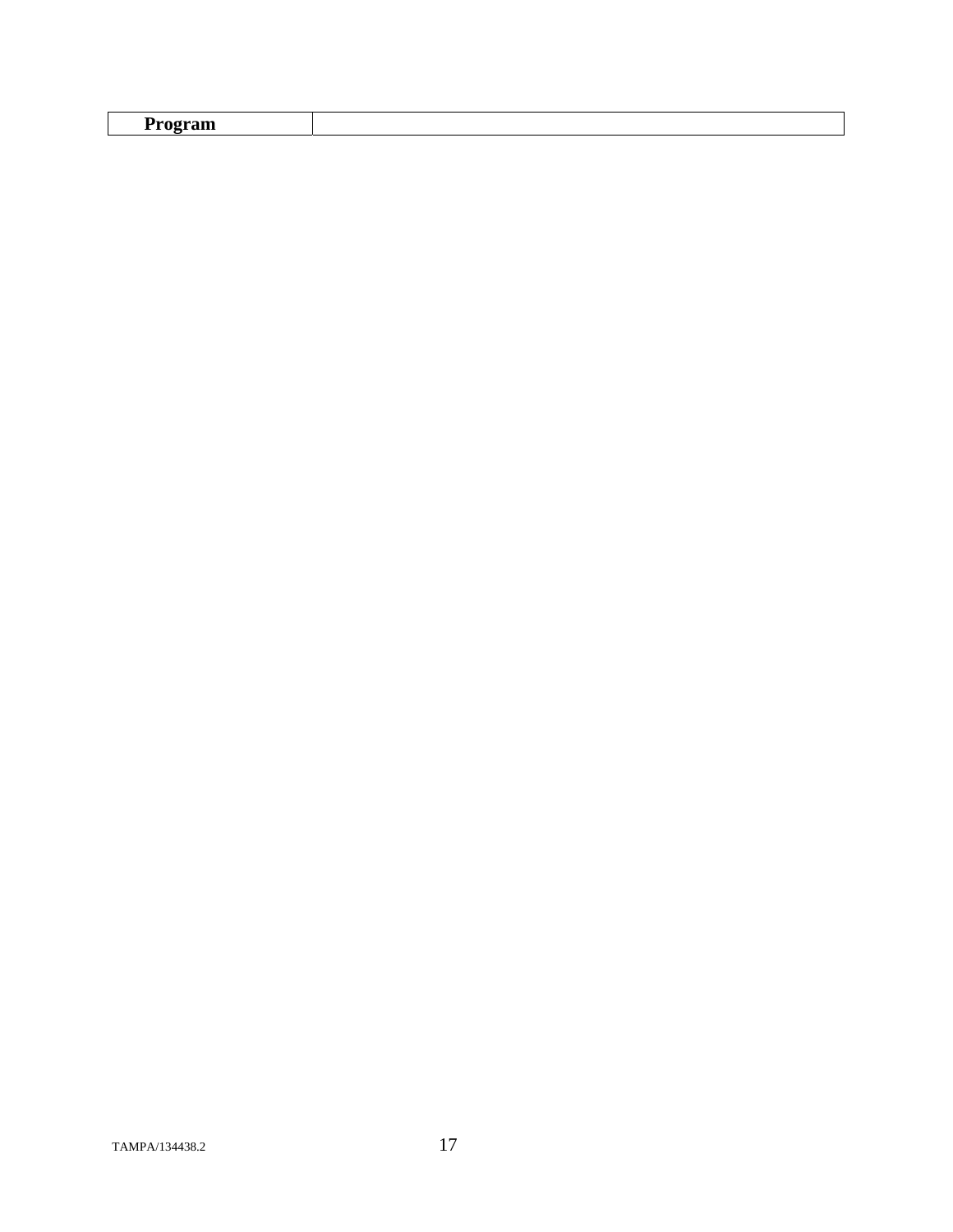| **Program** | |
|---|---|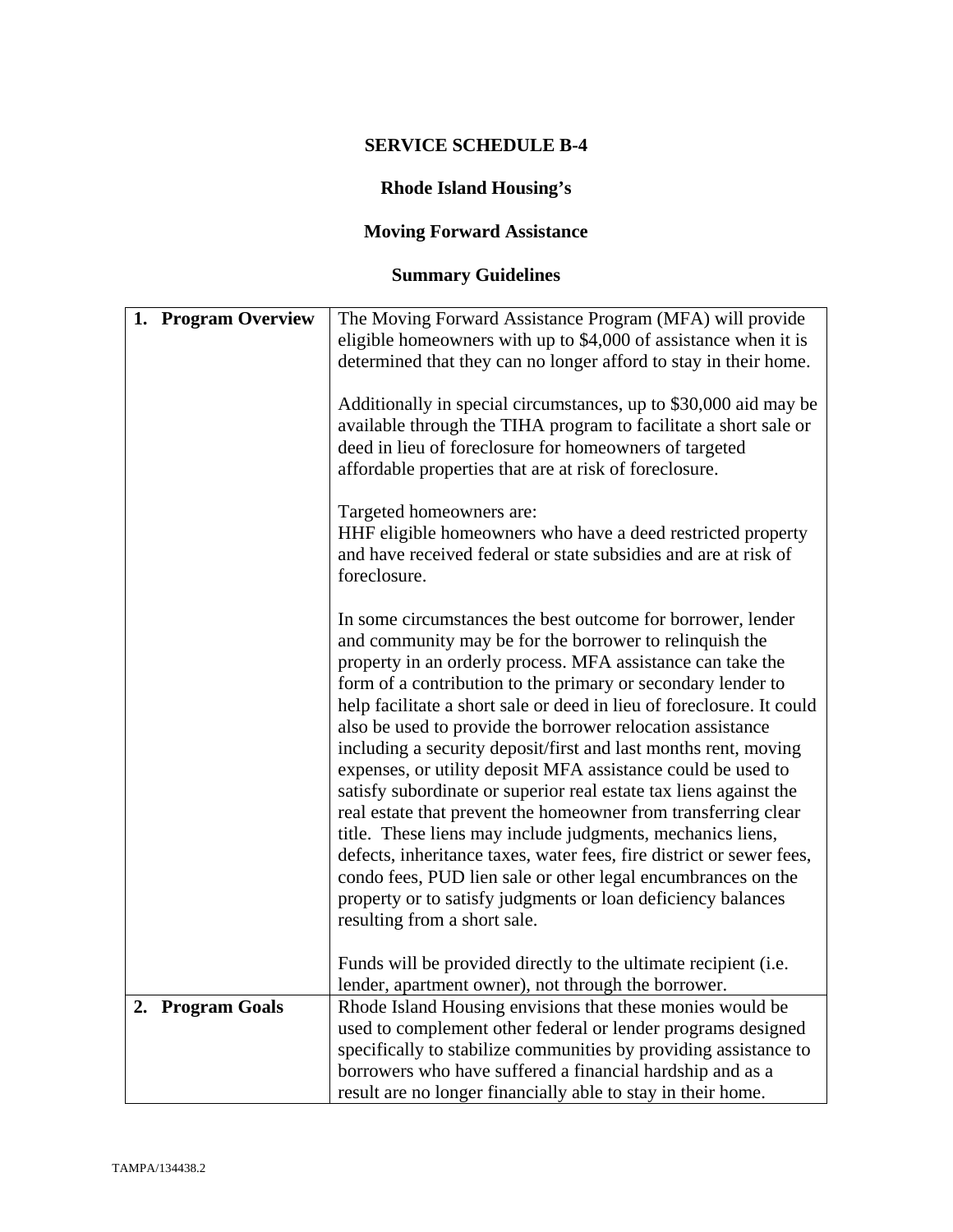**SERVICE SCHEDULE B-4**

**Rhode Island Housing's**

**Moving Forward Assistance**

**Summary Guidelines**

| | |
|---|---|
| **1. Program Overview** | The Moving Forward Assistance Program (MFA) will provide eligible homeowners with up to $4,000 of assistance when it is determined that they can no longer afford to stay in their home.<br><br>Additionally in special circumstances, up to $30,000 aid may be available through the TIHA program to facilitate a short sale or deed in lieu of foreclosure for homeowners of targeted affordable properties that are at risk of foreclosure.<br><br>Targeted homeowners are:<br>HHF eligible homeowners who have a deed restricted property and have received federal or state subsidies and are at risk of foreclosure.<br><br>In some circumstances the best outcome for borrower, lender and community may be for the borrower to relinquish the property in an orderly process. MFA assistance can take the form of a contribution to the primary or secondary lender to help facilitate a short sale or deed in lieu of foreclosure. It could also be used to provide the borrower relocation assistance including a security deposit/first and last months rent, moving expenses, or utility deposit MFA assistance could be used to satisfy subordinate or superior real estate tax liens against the real estate that prevent the homeowner from transferring clear title. These liens may include judgments, mechanics liens, defects, inheritance taxes, water fees, fire district or sewer fees, condo fees, PUD lien sale or other legal encumbrances on the property or to satisfy judgments or loan deficiency balances resulting from a short sale.<br><br>Funds will be provided directly to the ultimate recipient (i.e. lender, apartment owner), not through the borrower. |
| **2. Program Goals** | Rhode Island Housing envisions that these monies would be used to complement other federal or lender programs designed specifically to stabilize communities by providing assistance to borrowers who have suffered a financial hardship and as a result are no longer financially able to stay in their home. |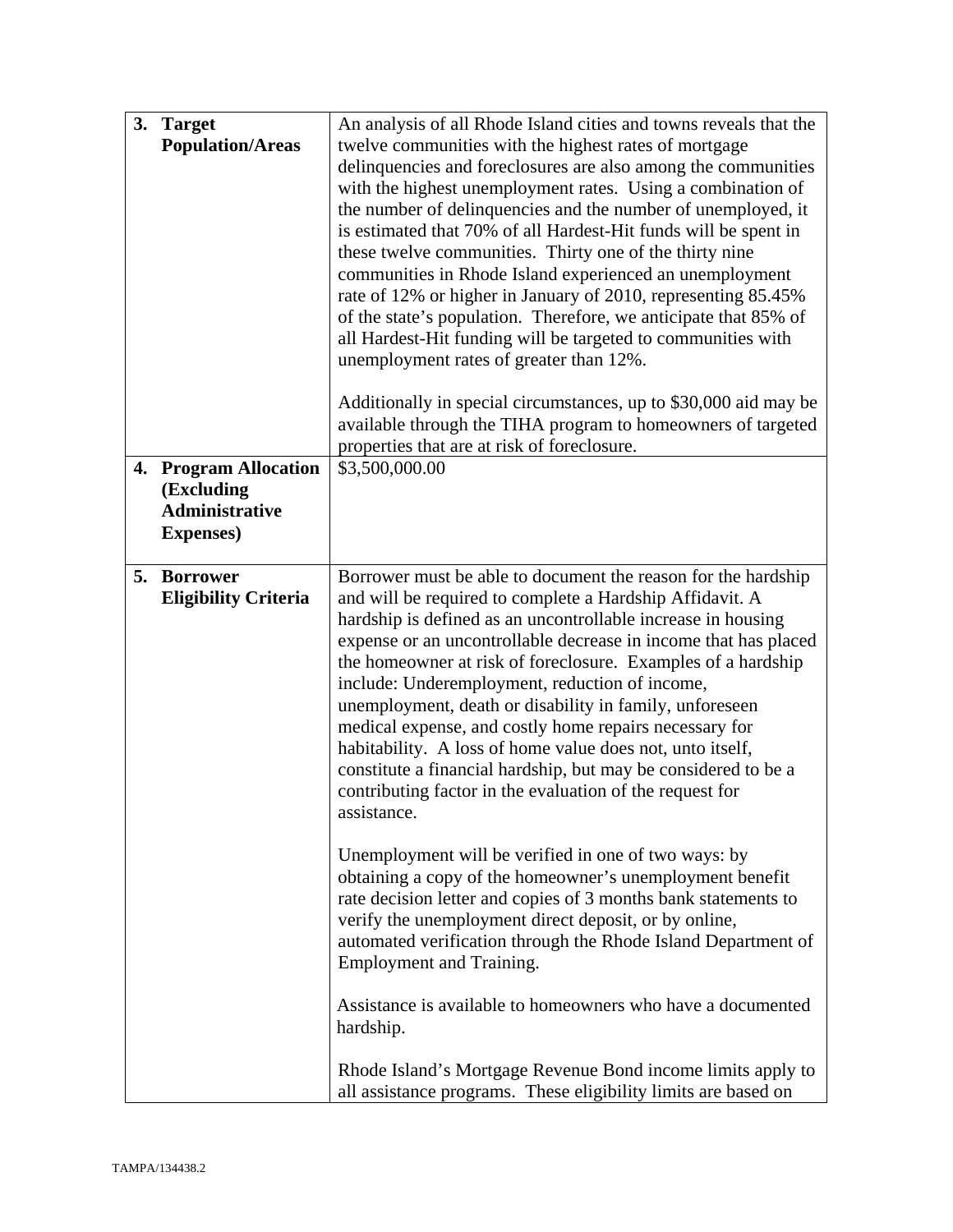| | |
|---|---|
| **3. Target Population/Areas** | An analysis of all Rhode Island cities and towns reveals that the twelve communities with the highest rates of mortgage delinquencies and foreclosures are also among the communities with the highest unemployment rates. Using a combination of the number of delinquencies and the number of unemployed, it is estimated that 70% of all Hardest-Hit funds will be spent in these twelve communities. Thirty one of the thirty nine communities in Rhode Island experienced an unemployment rate of 12% or higher in January of 2010, representing 85.45% of the state's population. Therefore, we anticipate that 85% of all Hardest-Hit funding will be targeted to communities with unemployment rates of greater than 12%.<br><br>Additionally in special circumstances, up to $30,000 aid may be available through the TIHA program to homeowners of targeted properties that are at risk of foreclosure. |
| **4. Program Allocation (Excluding Administrative Expenses)** | $3,500,000.00 |
| **5. Borrower Eligibility Criteria** | Borrower must be able to document the reason for the hardship and will be required to complete a Hardship Affidavit. A hardship is defined as an uncontrollable increase in housing expense or an uncontrollable decrease in income that has placed the homeowner at risk of foreclosure. Examples of a hardship include: Underemployment, reduction of income, unemployment, death or disability in family, unforeseen medical expense, and costly home repairs necessary for habitability. A loss of home value does not, unto itself, constitute a financial hardship, but may be considered to be a contributing factor in the evaluation of the request for assistance.<br><br>Unemployment will be verified in one of two ways: by obtaining a copy of the homeowner's unemployment benefit rate decision letter and copies of 3 months bank statements to verify the unemployment direct deposit, or by online, automated verification through the Rhode Island Department of Employment and Training.<br><br>Assistance is available to homeowners who have a documented hardship.<br><br>Rhode Island's Mortgage Revenue Bond income limits apply to all assistance programs. These eligibility limits are based on |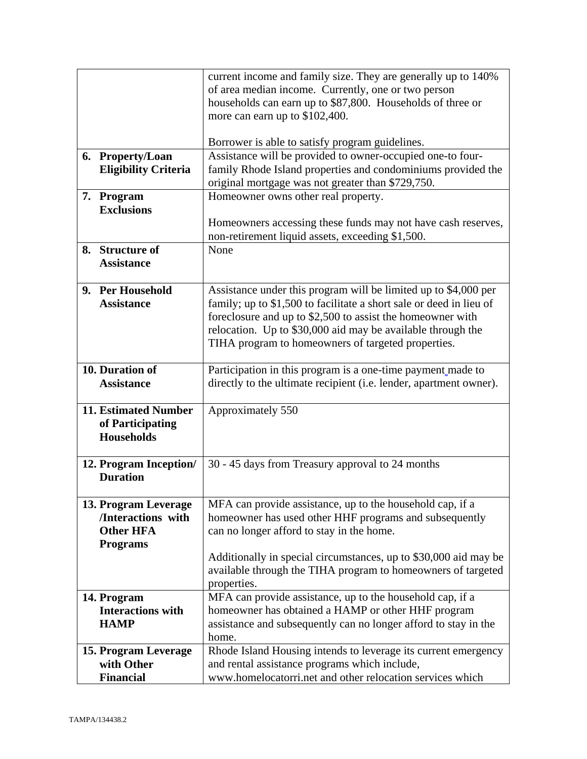| | |
|---|---|
| | current income and family size. They are generally up to 140% of area median income. Currently, one or two person households can earn up to $87,800. Households of three or more can earn up to $102,400.<br><br>Borrower is able to satisfy program guidelines. |
| **6. Property/Loan Eligibility Criteria** | Assistance will be provided to owner-occupied one-to four-family Rhode Island properties and condominiums provided the original mortgage was not greater than $729,750. |
| **7. Program Exclusions** | Homeowner owns other real property.<br><br>Homeowners accessing these funds may not have cash reserves, non-retirement liquid assets, exceeding $1,500. |
| **8. Structure of Assistance** | None |
| **9. Per Household Assistance** | Assistance under this program will be limited up to $4,000 per family; up to $1,500 to facilitate a short sale or deed in lieu of foreclosure and up to $2,500 to assist the homeowner with relocation. Up to $30,000 aid may be available through the TIHA program to homeowners of targeted properties. |
| **10. Duration of Assistance** | Participation in this program is a one-time payment made to directly to the ultimate recipient (i.e. lender, apartment owner). |
| **11. Estimated Number of Participating Households** | Approximately 550 |
| **12. Program Inception/ Duration** | 30 - 45 days from Treasury approval to 24 months |
| **13. Program Leverage /Interactions with Other HFA Programs** | MFA can provide assistance, up to the household cap, if a homeowner has used other HHF programs and subsequently can no longer afford to stay in the home.<br><br>Additionally in special circumstances, up to $30,000 aid may be available through the TIHA program to homeowners of targeted properties. |
| **14. Program Interactions with HAMP** | MFA can provide assistance, up to the household cap, if a homeowner has obtained a HAMP or other HHF program assistance and subsequently can no longer afford to stay in the home. |
| **15. Program Leverage with Other Financial** | Rhode Island Housing intends to leverage its current emergency and rental assistance programs which include, www.homelocatorri.net and other relocation services which |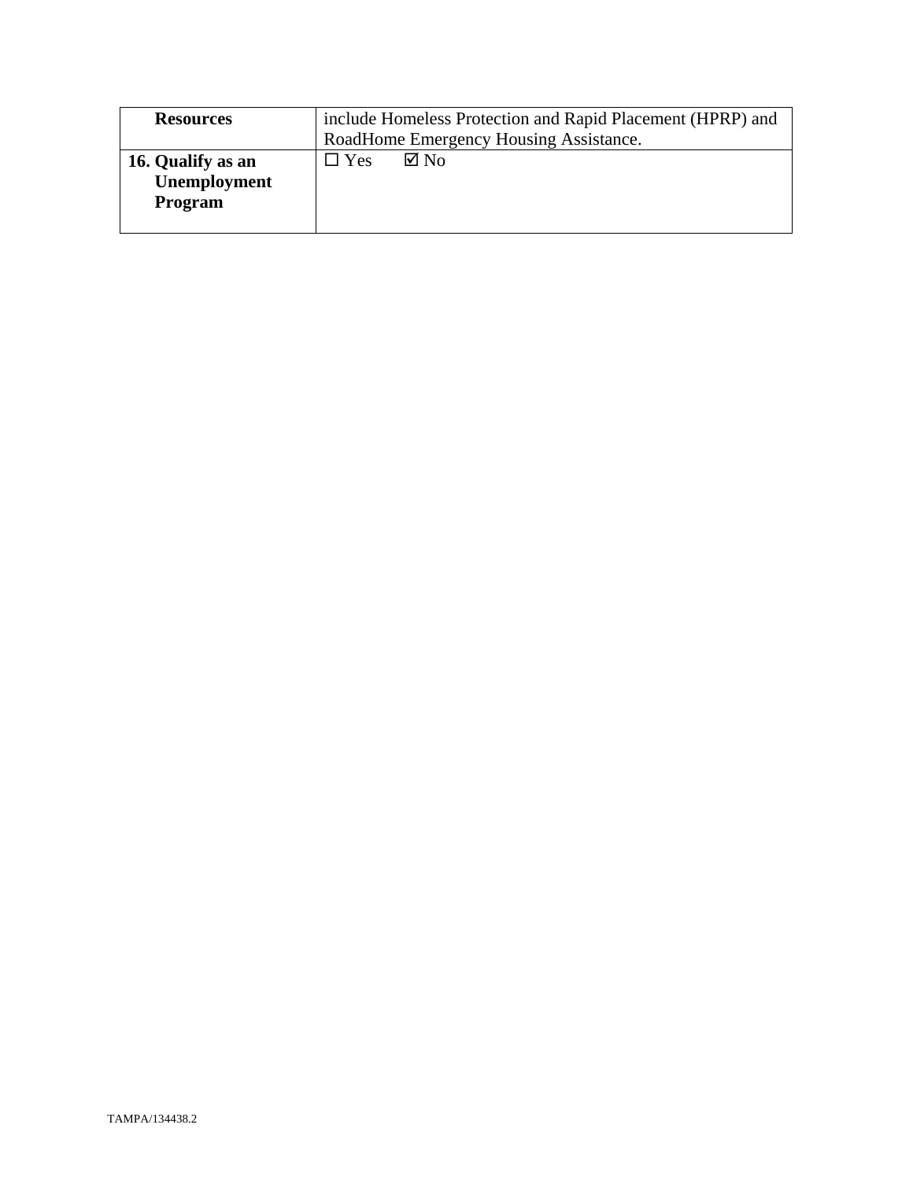| **Resources** | include Homeless Protection and Rapid Placement (HPRP) and RoadHome Emergency Housing Assistance. |
| --- | --- |
| **16. Qualify as an Unemployment Program** | ☐ Yes ☑ No |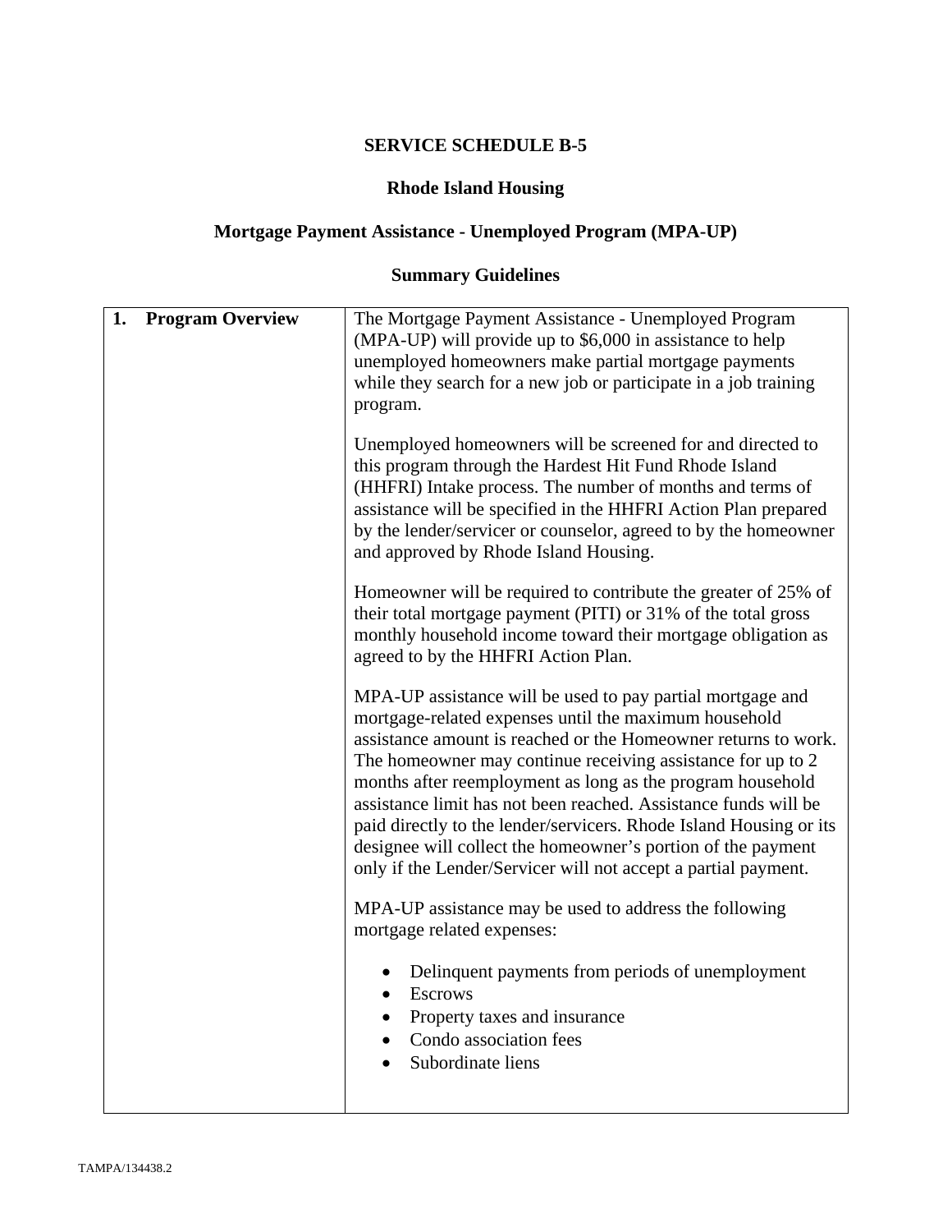# SERVICE SCHEDULE B-5

## Rhode Island Housing

## Mortgage Payment Assistance - Unemployed Program (MPA-UP)

## Summary Guidelines

| | |
|---|---|
| **1. Program Overview** | The Mortgage Payment Assistance - Unemployed Program (MPA-UP) will provide up to $6,000 in assistance to help unemployed homeowners make partial mortgage payments while they search for a new job or participate in a job training program.<br><br>Unemployed homeowners will be screened for and directed to this program through the Hardest Hit Fund Rhode Island (HHFRI) Intake process. The number of months and terms of assistance will be specified in the HHFRI Action Plan prepared by the lender/servicer or counselor, agreed to by the homeowner and approved by Rhode Island Housing.<br><br>Homeowner will be required to contribute the greater of 25% of their total mortgage payment (PITI) or 31% of the total gross monthly household income toward their mortgage obligation as agreed to by the HHFRI Action Plan.<br><br>MPA-UP assistance will be used to pay partial mortgage and mortgage-related expenses until the maximum household assistance amount is reached or the Homeowner returns to work. The homeowner may continue receiving assistance for up to 2 months after reemployment as long as the program household assistance limit has not been reached. Assistance funds will be paid directly to the lender/servicers. Rhode Island Housing or its designee will collect the homeowner's portion of the payment only if the Lender/Servicer will not accept a partial payment.<br><br>MPA-UP assistance may be used to address the following mortgage related expenses:<br><br>• Delinquent payments from periods of unemployment<br>• Escrows<br>• Property taxes and insurance<br>• Condo association fees<br>• Subordinate liens |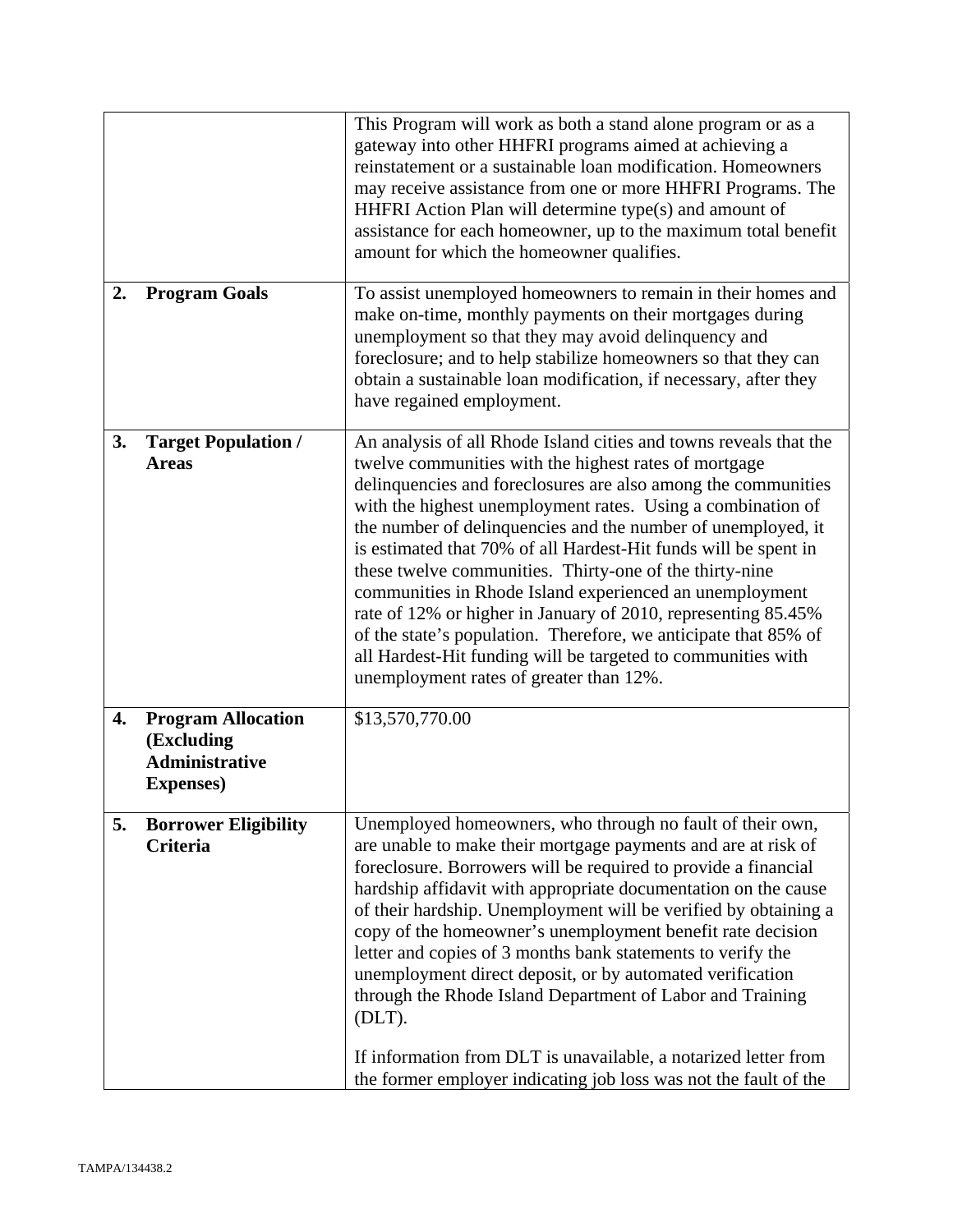| | |
|---|---|
| | This Program will work as both a stand alone program or as a gateway into other HHFRI programs aimed at achieving a reinstatement or a sustainable loan modification. Homeowners may receive assistance from one or more HHFRI Programs. The HHFRI Action Plan will determine type(s) and amount of assistance for each homeowner, up to the maximum total benefit amount for which the homeowner qualifies. |
| **2. Program Goals** | To assist unemployed homeowners to remain in their homes and make on-time, monthly payments on their mortgages during unemployment so that they may avoid delinquency and foreclosure; and to help stabilize homeowners so that they can obtain a sustainable loan modification, if necessary, after they have regained employment. |
| **3. Target Population / Areas** | An analysis of all Rhode Island cities and towns reveals that the twelve communities with the highest rates of mortgage delinquencies and foreclosures are also among the communities with the highest unemployment rates. Using a combination of the number of delinquencies and the number of unemployed, it is estimated that 70% of all Hardest-Hit funds will be spent in these twelve communities. Thirty-one of the thirty-nine communities in Rhode Island experienced an unemployment rate of 12% or higher in January of 2010, representing 85.45% of the state's population. Therefore, we anticipate that 85% of all Hardest-Hit funding will be targeted to communities with unemployment rates of greater than 12%. |
| **4. Program Allocation (Excluding Administrative Expenses)** | $13,570,770.00 |
| **5. Borrower Eligibility Criteria** | Unemployed homeowners, who through no fault of their own, are unable to make their mortgage payments and are at risk of foreclosure. Borrowers will be required to provide a financial hardship affidavit with appropriate documentation on the cause of their hardship. Unemployment will be verified by obtaining a copy of the homeowner's unemployment benefit rate decision letter and copies of 3 months bank statements to verify the unemployment direct deposit, or by automated verification through the Rhode Island Department of Labor and Training (DLT).<br><br>If information from DLT is unavailable, a notarized letter from the former employer indicating job loss was not the fault of the |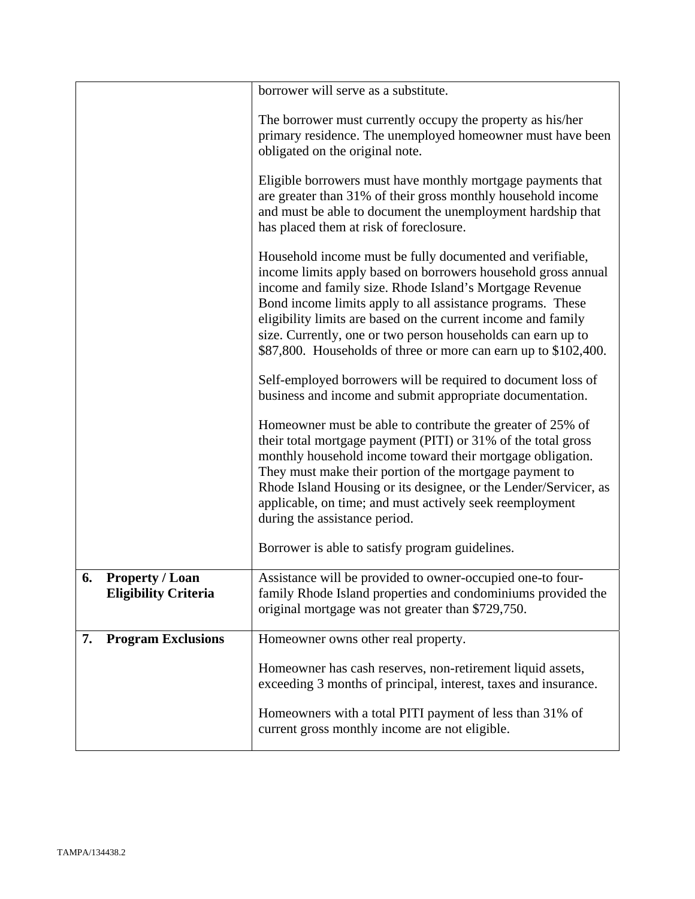| | |
|---|---|
| | borrower will serve as a substitute.<br><br>The borrower must currently occupy the property as his/her primary residence. The unemployed homeowner must have been obligated on the original note.<br><br>Eligible borrowers must have monthly mortgage payments that are greater than 31% of their gross monthly household income and must be able to document the unemployment hardship that has placed them at risk of foreclosure.<br><br>Household income must be fully documented and verifiable, income limits apply based on borrowers household gross annual income and family size. Rhode Island's Mortgage Revenue Bond income limits apply to all assistance programs. These eligibility limits are based on the current income and family size. Currently, one or two person households can earn up to \$87,800. Households of three or more can earn up to \$102,400.<br><br>Self-employed borrowers will be required to document loss of business and income and submit appropriate documentation.<br><br>Homeowner must be able to contribute the greater of 25% of their total mortgage payment (PITI) or 31% of the total gross monthly household income toward their mortgage obligation. They must make their portion of the mortgage payment to Rhode Island Housing or its designee, or the Lender/Servicer, as applicable, on time; and must actively seek reemployment during the assistance period.<br><br>Borrower is able to satisfy program guidelines. |
| **6. Property / Loan Eligibility Criteria** | Assistance will be provided to owner-occupied one-to four-family Rhode Island properties and condominiums provided the original mortgage was not greater than \$729,750. |
| **7. Program Exclusions** | Homeowner owns other real property.<br><br>Homeowner has cash reserves, non-retirement liquid assets, exceeding 3 months of principal, interest, taxes and insurance.<br><br>Homeowners with a total PITI payment of less than 31% of current gross monthly income are not eligible. |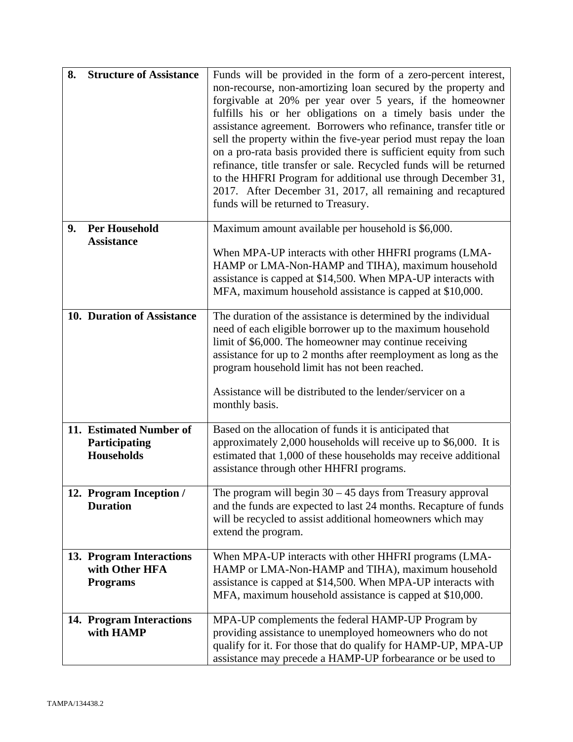| | |
|---|---|
| **8. Structure of Assistance** | Funds will be provided in the form of a zero-percent interest, non-recourse, non-amortizing loan secured by the property and forgivable at 20% per year over 5 years, if the homeowner fulfills his or her obligations on a timely basis under the assistance agreement. Borrowers who refinance, transfer title or sell the property within the five-year period must repay the loan on a pro-rata basis provided there is sufficient equity from such refinance, title transfer or sale. Recycled funds will be returned to the HHFRI Program for additional use through December 31, 2017. After December 31, 2017, all remaining and recaptured funds will be returned to Treasury. |
| **9. Per Household Assistance** | Maximum amount available per household is $6,000.<br><br>When MPA-UP interacts with other HHFRI programs (LMA-HAMP or LMA-Non-HAMP and TIHA), maximum household assistance is capped at $14,500. When MPA-UP interacts with MFA, maximum household assistance is capped at $10,000. |
| **10. Duration of Assistance** | The duration of the assistance is determined by the individual need of each eligible borrower up to the maximum household limit of $6,000. The homeowner may continue receiving assistance for up to 2 months after reemployment as long as the program household limit has not been reached.<br><br>Assistance will be distributed to the lender/servicer on a monthly basis. |
| **11. Estimated Number of Participating Households** | Based on the allocation of funds it is anticipated that approximately 2,000 households will receive up to $6,000. It is estimated that 1,000 of these households may receive additional assistance through other HHFRI programs. |
| **12. Program Inception / Duration** | The program will begin 30 – 45 days from Treasury approval and the funds are expected to last 24 months. Recapture of funds will be recycled to assist additional homeowners which may extend the program. |
| **13. Program Interactions with Other HFA Programs** | When MPA-UP interacts with other HHFRI programs (LMA-HAMP or LMA-Non-HAMP and TIHA), maximum household assistance is capped at $14,500. When MPA-UP interacts with MFA, maximum household assistance is capped at $10,000. |
| **14. Program Interactions with HAMP** | MPA-UP complements the federal HAMP-UP Program by providing assistance to unemployed homeowners who do not qualify for it. For those that do qualify for HAMP-UP, MPA-UP assistance may precede a HAMP-UP forbearance or be used to |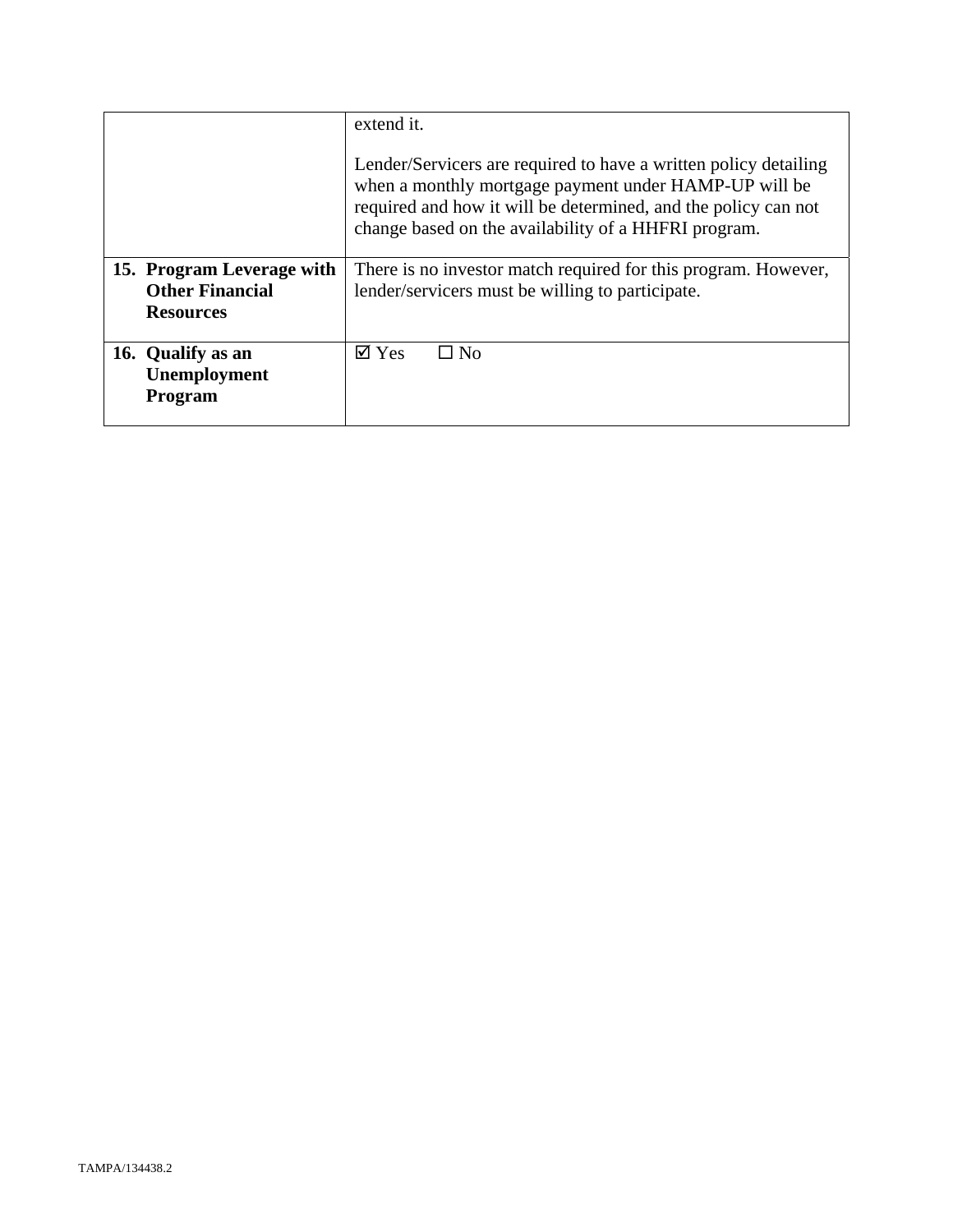| | |
|---|---|
| | extend it.<br><br>Lender/Servicers are required to have a written policy detailing when a monthly mortgage payment under HAMP-UP will be required and how it will be determined, and the policy can not change based on the availability of a HHFRI program. |
| **15. Program Leverage with Other Financial Resources** | There is no investor match required for this program. However, lender/servicers must be willing to participate. |
| **16. Qualify as an Unemployment Program** | ☑ Yes ☐ No |

TAMPA/134438.2